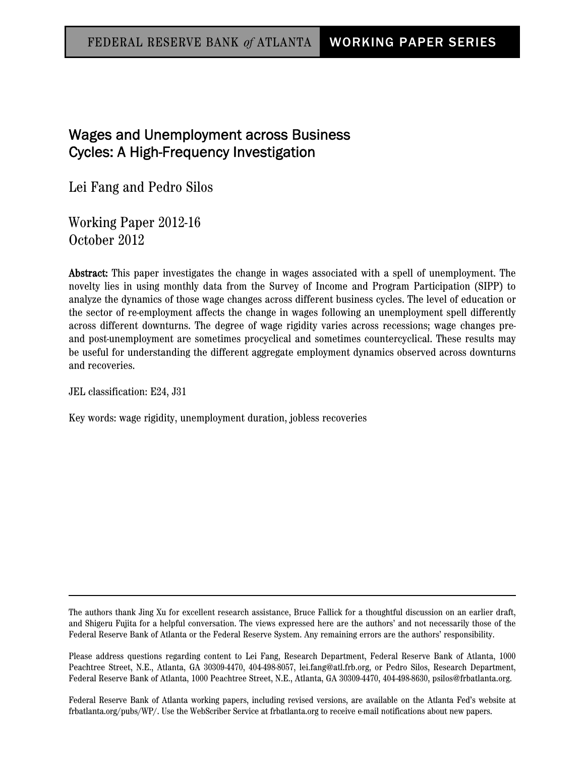FEDERAL RESERVE BANK *of* ATLANTA | WORKING PAPER SERIES

# Wages and Unemployment across Business Cycles: A High-Frequency Investigation

Lei Fang and Pedro Silos

Working Paper 2012-16
October 2012

**Abstract:** This paper investigates the change in wages associated with a spell of unemployment. The novelty lies in using monthly data from the Survey of Income and Program Participation (SIPP) to analyze the dynamics of those wage changes across different business cycles. The level of education or the sector of re-employment affects the change in wages following an unemployment spell differently across different downturns. The degree of wage rigidity varies across recessions; wage changes pre- and post-unemployment are sometimes procyclical and sometimes countercyclical. These results may be useful for understanding the different aggregate employment dynamics observed across downturns and recoveries.

JEL classification: E24, J31

Key words: wage rigidity, unemployment duration, jobless recoveries

---

The authors thank Jing Xu for excellent research assistance, Bruce Fallick for a thoughtful discussion on an earlier draft, and Shigeru Fujita for a helpful conversation. The views expressed here are the authors' and not necessarily those of the Federal Reserve Bank of Atlanta or the Federal Reserve System. Any remaining errors are the authors' responsibility.

Please address questions regarding content to Lei Fang, Research Department, Federal Reserve Bank of Atlanta, 1000 Peachtree Street, N.E., Atlanta, GA 30309-4470, 404-498-8057, lei.fang@atl.frb.org, or Pedro Silos, Research Department, Federal Reserve Bank of Atlanta, 1000 Peachtree Street, N.E., Atlanta, GA 30309-4470, 404-498-8630, psilos@frbatlanta.org.

Federal Reserve Bank of Atlanta working papers, including revised versions, are available on the Atlanta Fed's website at frbatlanta.org/pubs/WP/. Use the WebScriber Service at frbatlanta.org to receive e-mail notifications about new papers.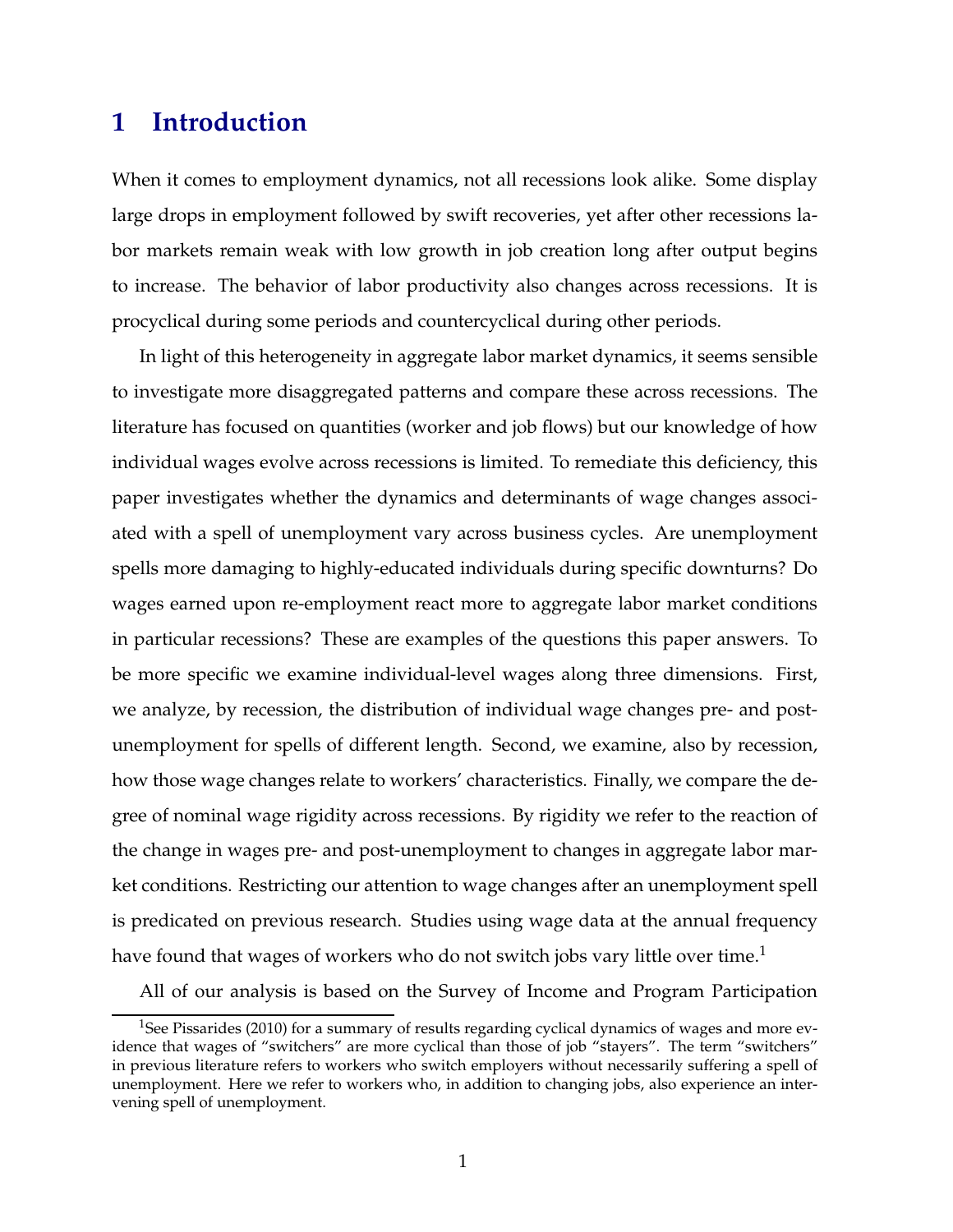# 1 Introduction

When it comes to employment dynamics, not all recessions look alike. Some display large drops in employment followed by swift recoveries, yet after other recessions labor markets remain weak with low growth in job creation long after output begins to increase. The behavior of labor productivity also changes across recessions. It is procyclical during some periods and countercyclical during other periods.

In light of this heterogeneity in aggregate labor market dynamics, it seems sensible to investigate more disaggregated patterns and compare these across recessions. The literature has focused on quantities (worker and job flows) but our knowledge of how individual wages evolve across recessions is limited. To remediate this deficiency, this paper investigates whether the dynamics and determinants of wage changes associated with a spell of unemployment vary across business cycles. Are unemployment spells more damaging to highly-educated individuals during specific downturns? Do wages earned upon re-employment react more to aggregate labor market conditions in particular recessions? These are examples of the questions this paper answers. To be more specific we examine individual-level wages along three dimensions. First, we analyze, by recession, the distribution of individual wage changes pre- and post-unemployment for spells of different length. Second, we examine, also by recession, how those wage changes relate to workers' characteristics. Finally, we compare the degree of nominal wage rigidity across recessions. By rigidity we refer to the reaction of the change in wages pre- and post-unemployment to changes in aggregate labor market conditions. Restricting our attention to wage changes after an unemployment spell is predicated on previous research. Studies using wage data at the annual frequency have found that wages of workers who do not switch jobs vary little over time.[1]

All of our analysis is based on the Survey of Income and Program Participation

[1] See Pissarides (2010) for a summary of results regarding cyclical dynamics of wages and more evidence that wages of "switchers" are more cyclical than those of job "stayers". The term "switchers" in previous literature refers to workers who switch employers without necessarily suffering a spell of unemployment. Here we refer to workers who, in addition to changing jobs, also experience an intervening spell of unemployment.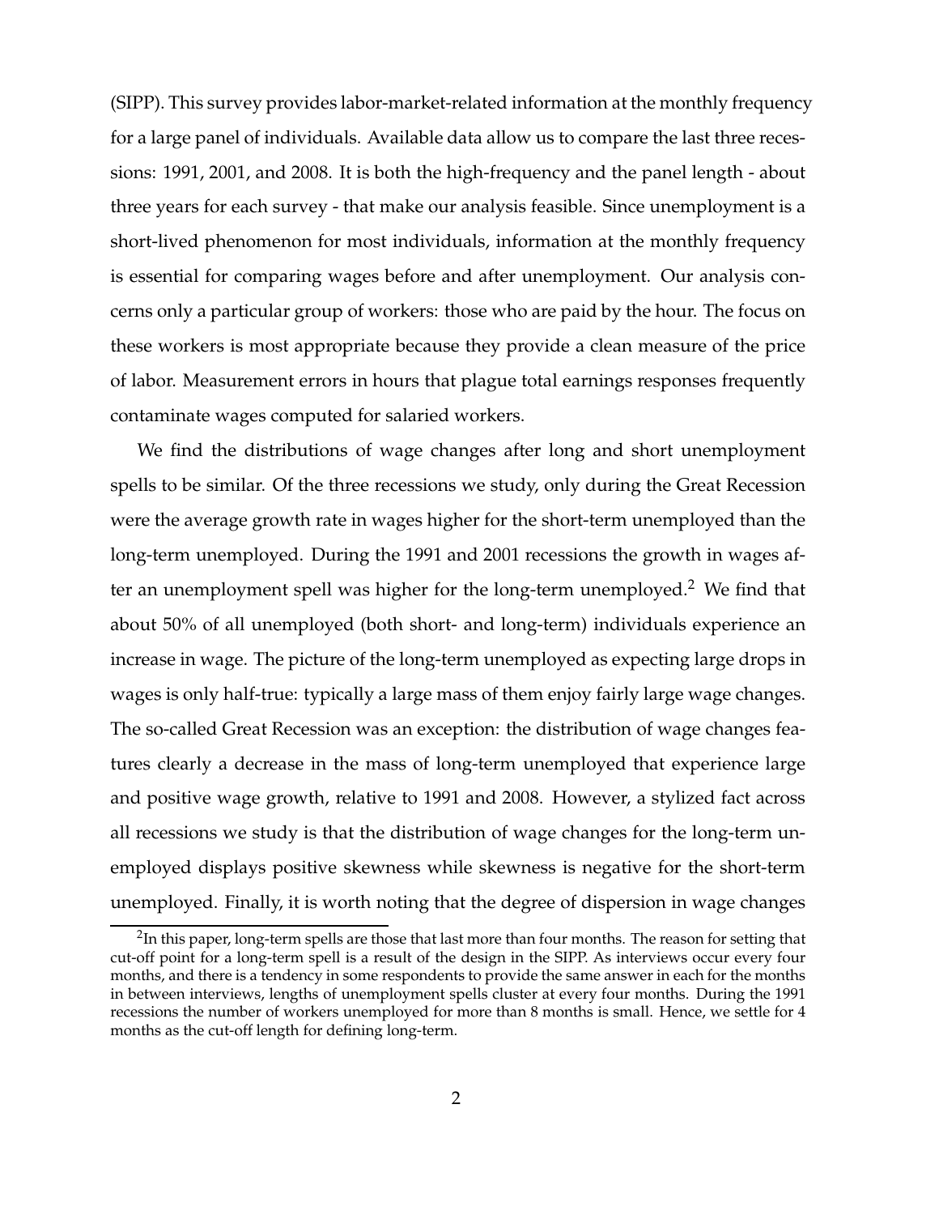(SIPP). This survey provides labor-market-related information at the monthly frequency for a large panel of individuals. Available data allow us to compare the last three recessions: 1991, 2001, and 2008. It is both the high-frequency and the panel length - about three years for each survey - that make our analysis feasible. Since unemployment is a short-lived phenomenon for most individuals, information at the monthly frequency is essential for comparing wages before and after unemployment. Our analysis concerns only a particular group of workers: those who are paid by the hour. The focus on these workers is most appropriate because they provide a clean measure of the price of labor. Measurement errors in hours that plague total earnings responses frequently contaminate wages computed for salaried workers.

We find the distributions of wage changes after long and short unemployment spells to be similar. Of the three recessions we study, only during the Great Recession were the average growth rate in wages higher for the short-term unemployed than the long-term unemployed. During the 1991 and 2001 recessions the growth in wages after an unemployment spell was higher for the long-term unemployed.[2] We find that about 50% of all unemployed (both short- and long-term) individuals experience an increase in wage. The picture of the long-term unemployed as expecting large drops in wages is only half-true: typically a large mass of them enjoy fairly large wage changes. The so-called Great Recession was an exception: the distribution of wage changes features clearly a decrease in the mass of long-term unemployed that experience large and positive wage growth, relative to 1991 and 2008. However, a stylized fact across all recessions we study is that the distribution of wage changes for the long-term unemployed displays positive skewness while skewness is negative for the short-term unemployed. Finally, it is worth noting that the degree of dispersion in wage changes

[2] In this paper, long-term spells are those that last more than four months. The reason for setting that cut-off point for a long-term spell is a result of the design in the SIPP. As interviews occur every four months, and there is a tendency in some respondents to provide the same answer in each for the months in between interviews, lengths of unemployment spells cluster at every four months. During the 1991 recessions the number of workers unemployed for more than 8 months is small. Hence, we settle for 4 months as the cut-off length for defining long-term.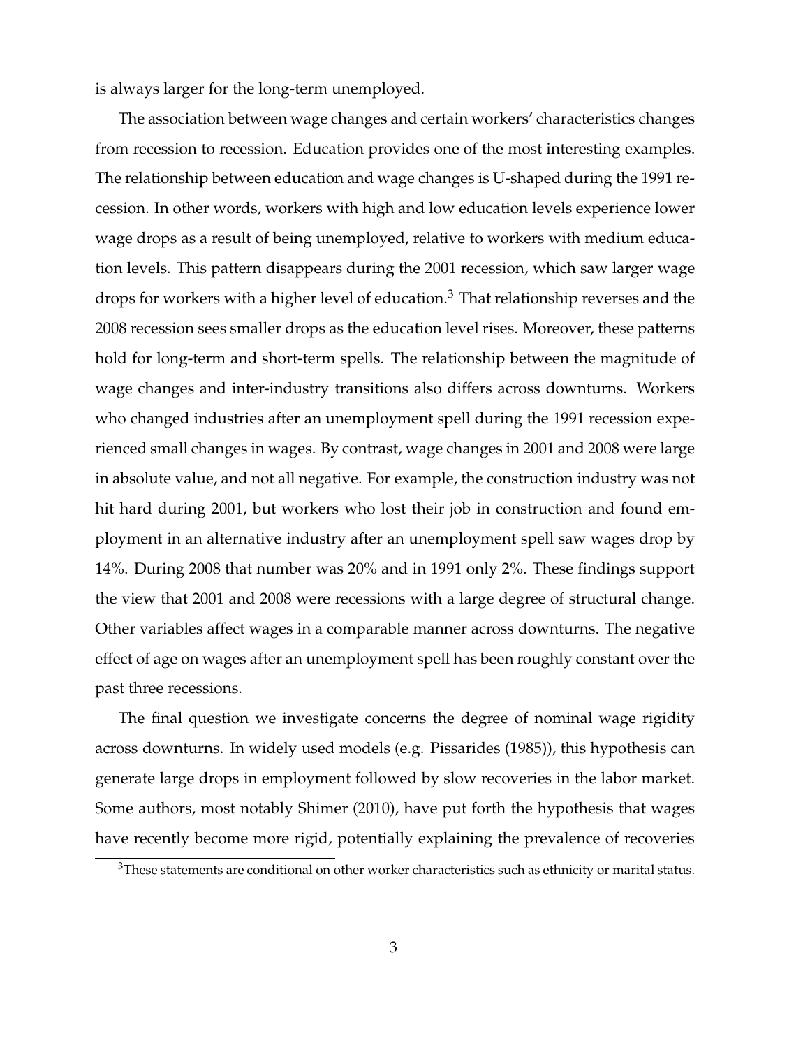is always larger for the long-term unemployed.

The association between wage changes and certain workers' characteristics changes from recession to recession. Education provides one of the most interesting examples. The relationship between education and wage changes is U-shaped during the 1991 recession. In other words, workers with high and low education levels experience lower wage drops as a result of being unemployed, relative to workers with medium education levels. This pattern disappears during the 2001 recession, which saw larger wage drops for workers with a higher level of education.[3] That relationship reverses and the 2008 recession sees smaller drops as the education level rises. Moreover, these patterns hold for long-term and short-term spells. The relationship between the magnitude of wage changes and inter-industry transitions also differs across downturns. Workers who changed industries after an unemployment spell during the 1991 recession experienced small changes in wages. By contrast, wage changes in 2001 and 2008 were large in absolute value, and not all negative. For example, the construction industry was not hit hard during 2001, but workers who lost their job in construction and found employment in an alternative industry after an unemployment spell saw wages drop by 14%. During 2008 that number was 20% and in 1991 only 2%. These findings support the view that 2001 and 2008 were recessions with a large degree of structural change. Other variables affect wages in a comparable manner across downturns. The negative effect of age on wages after an unemployment spell has been roughly constant over the past three recessions.

The final question we investigate concerns the degree of nominal wage rigidity across downturns. In widely used models (e.g. Pissarides (1985)), this hypothesis can generate large drops in employment followed by slow recoveries in the labor market. Some authors, most notably Shimer (2010), have put forth the hypothesis that wages have recently become more rigid, potentially explaining the prevalence of recoveries

[3] These statements are conditional on other worker characteristics such as ethnicity or marital status.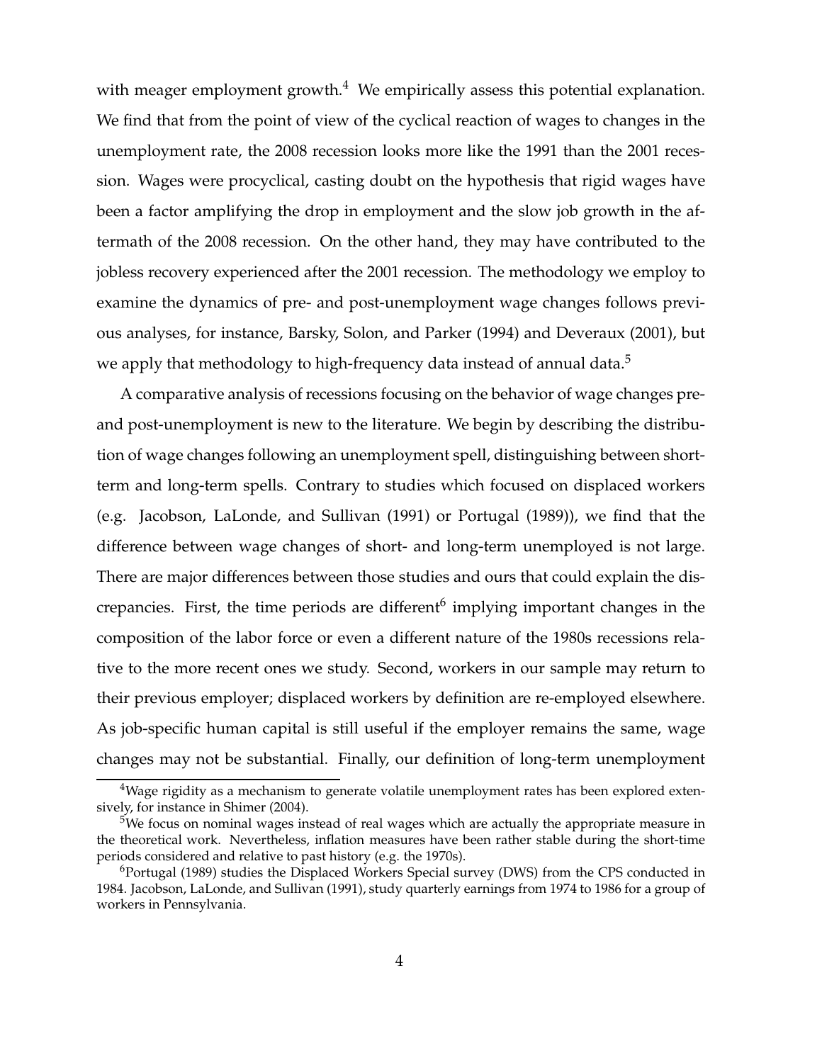with meager employment growth.[4] We empirically assess this potential explanation. We find that from the point of view of the cyclical reaction of wages to changes in the unemployment rate, the 2008 recession looks more like the 1991 than the 2001 recession. Wages were procyclical, casting doubt on the hypothesis that rigid wages have been a factor amplifying the drop in employment and the slow job growth in the aftermath of the 2008 recession. On the other hand, they may have contributed to the jobless recovery experienced after the 2001 recession. The methodology we employ to examine the dynamics of pre- and post-unemployment wage changes follows previous analyses, for instance, Barsky, Solon, and Parker (1994) and Deveraux (2001), but we apply that methodology to high-frequency data instead of annual data.[5]

A comparative analysis of recessions focusing on the behavior of wage changes pre- and post-unemployment is new to the literature. We begin by describing the distribution of wage changes following an unemployment spell, distinguishing between short-term and long-term spells. Contrary to studies which focused on displaced workers (e.g. Jacobson, LaLonde, and Sullivan (1991) or Portugal (1989)), we find that the difference between wage changes of short- and long-term unemployed is not large. There are major differences between those studies and ours that could explain the discrepancies. First, the time periods are different[6] implying important changes in the composition of the labor force or even a different nature of the 1980s recessions relative to the more recent ones we study. Second, workers in our sample may return to their previous employer; displaced workers by definition are re-employed elsewhere. As job-specific human capital is still useful if the employer remains the same, wage changes may not be substantial. Finally, our definition of long-term unemployment

[4] Wage rigidity as a mechanism to generate volatile unemployment rates has been explored extensively, for instance in Shimer (2004).

[5] We focus on nominal wages instead of real wages which are actually the appropriate measure in the theoretical work. Nevertheless, inflation measures have been rather stable during the short-time periods considered and relative to past history (e.g. the 1970s).

[6] Portugal (1989) studies the Displaced Workers Special survey (DWS) from the CPS conducted in 1984. Jacobson, LaLonde, and Sullivan (1991), study quarterly earnings from 1974 to 1986 for a group of workers in Pennsylvania.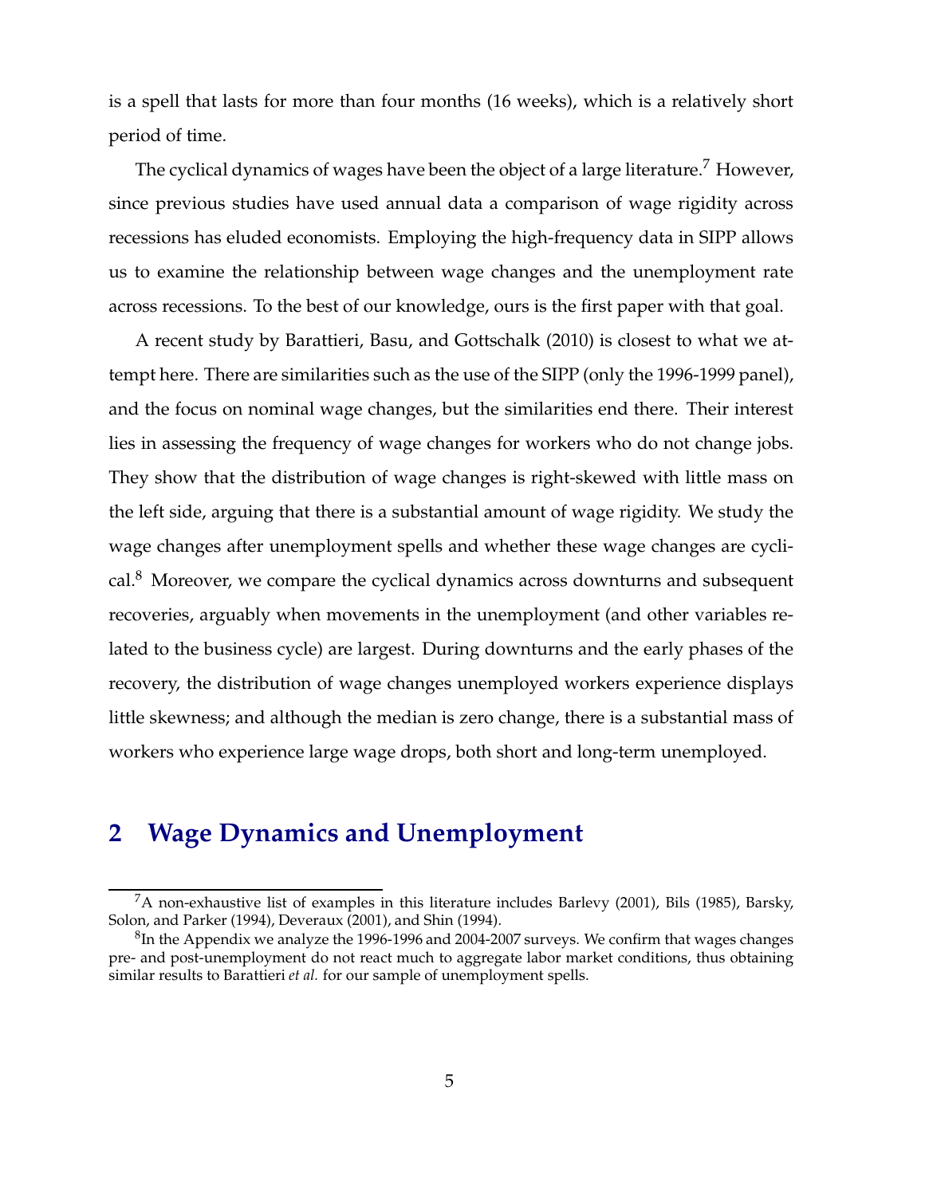is a spell that lasts for more than four months (16 weeks), which is a relatively short period of time.

The cyclical dynamics of wages have been the object of a large literature.[7] However, since previous studies have used annual data a comparison of wage rigidity across recessions has eluded economists. Employing the high-frequency data in SIPP allows us to examine the relationship between wage changes and the unemployment rate across recessions. To the best of our knowledge, ours is the first paper with that goal.

A recent study by Barattieri, Basu, and Gottschalk (2010) is closest to what we attempt here. There are similarities such as the use of the SIPP (only the 1996-1999 panel), and the focus on nominal wage changes, but the similarities end there. Their interest lies in assessing the frequency of wage changes for workers who do not change jobs. They show that the distribution of wage changes is right-skewed with little mass on the left side, arguing that there is a substantial amount of wage rigidity. We study the wage changes after unemployment spells and whether these wage changes are cyclical.[8] Moreover, we compare the cyclical dynamics across downturns and subsequent recoveries, arguably when movements in the unemployment (and other variables related to the business cycle) are largest. During downturns and the early phases of the recovery, the distribution of wage changes unemployed workers experience displays little skewness; and although the median is zero change, there is a substantial mass of workers who experience large wage drops, both short and long-term unemployed.

## 2 Wage Dynamics and Unemployment

[7] A non-exhaustive list of examples in this literature includes Barlevy (2001), Bils (1985), Barsky, Solon, and Parker (1994), Deveraux (2001), and Shin (1994).

[8] In the Appendix we analyze the 1996-1996 and 2004-2007 surveys. We confirm that wages changes pre- and post-unemployment do not react much to aggregate labor market conditions, thus obtaining similar results to Barattieri *et al.* for our sample of unemployment spells.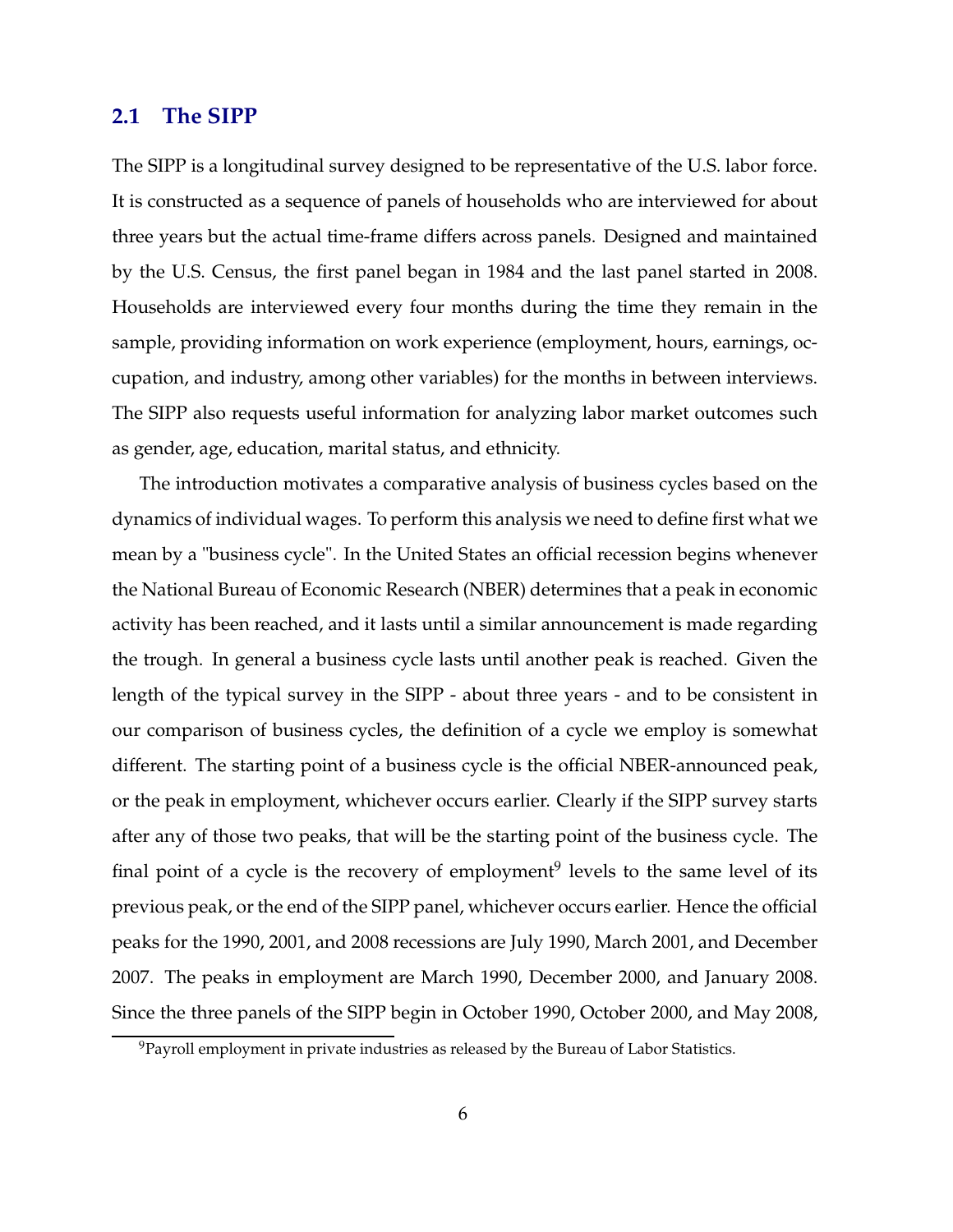## 2.1 The SIPP

The SIPP is a longitudinal survey designed to be representative of the U.S. labor force. It is constructed as a sequence of panels of households who are interviewed for about three years but the actual time-frame differs across panels. Designed and maintained by the U.S. Census, the first panel began in 1984 and the last panel started in 2008. Households are interviewed every four months during the time they remain in the sample, providing information on work experience (employment, hours, earnings, occupation, and industry, among other variables) for the months in between interviews. The SIPP also requests useful information for analyzing labor market outcomes such as gender, age, education, marital status, and ethnicity.

The introduction motivates a comparative analysis of business cycles based on the dynamics of individual wages. To perform this analysis we need to define first what we mean by a "business cycle". In the United States an official recession begins whenever the National Bureau of Economic Research (NBER) determines that a peak in economic activity has been reached, and it lasts until a similar announcement is made regarding the trough. In general a business cycle lasts until another peak is reached. Given the length of the typical survey in the SIPP - about three years - and to be consistent in our comparison of business cycles, the definition of a cycle we employ is somewhat different. The starting point of a business cycle is the official NBER-announced peak, or the peak in employment, whichever occurs earlier. Clearly if the SIPP survey starts after any of those two peaks, that will be the starting point of the business cycle. The final point of a cycle is the recovery of employment[9] levels to the same level of its previous peak, or the end of the SIPP panel, whichever occurs earlier. Hence the official peaks for the 1990, 2001, and 2008 recessions are July 1990, March 2001, and December 2007. The peaks in employment are March 1990, December 2000, and January 2008. Since the three panels of the SIPP begin in October 1990, October 2000, and May 2008,

[9] Payroll employment in private industries as released by the Bureau of Labor Statistics.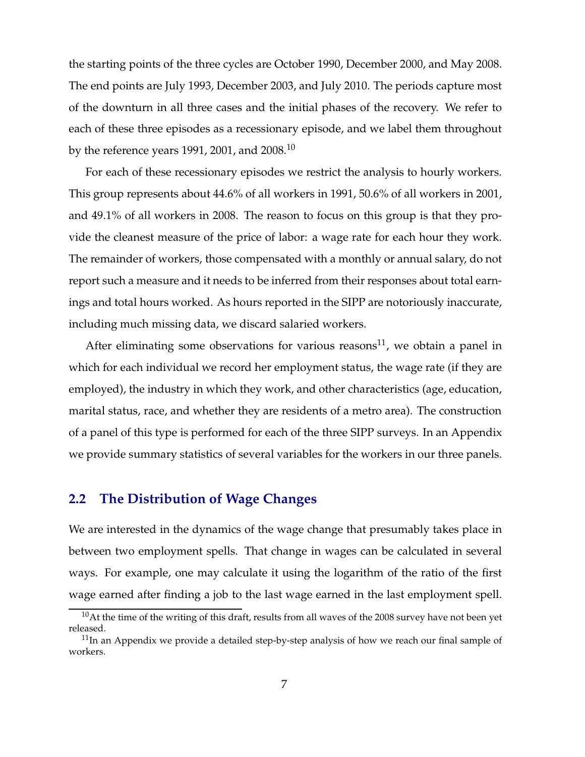the starting points of the three cycles are October 1990, December 2000, and May 2008. The end points are July 1993, December 2003, and July 2010. The periods capture most of the downturn in all three cases and the initial phases of the recovery. We refer to each of these three episodes as a recessionary episode, and we label them throughout by the reference years 1991, 2001, and 2008.[10]

For each of these recessionary episodes we restrict the analysis to hourly workers. This group represents about 44.6% of all workers in 1991, 50.6% of all workers in 2001, and 49.1% of all workers in 2008. The reason to focus on this group is that they provide the cleanest measure of the price of labor: a wage rate for each hour they work. The remainder of workers, those compensated with a monthly or annual salary, do not report such a measure and it needs to be inferred from their responses about total earnings and total hours worked. As hours reported in the SIPP are notoriously inaccurate, including much missing data, we discard salaried workers.

After eliminating some observations for various reasons[11], we obtain a panel in which for each individual we record her employment status, the wage rate (if they are employed), the industry in which they work, and other characteristics (age, education, marital status, race, and whether they are residents of a metro area). The construction of a panel of this type is performed for each of the three SIPP surveys. In an Appendix we provide summary statistics of several variables for the workers in our three panels.

## 2.2 The Distribution of Wage Changes

We are interested in the dynamics of the wage change that presumably takes place in between two employment spells. That change in wages can be calculated in several ways. For example, one may calculate it using the logarithm of the ratio of the first wage earned after finding a job to the last wage earned in the last employment spell.

[10] At the time of the writing of this draft, results from all waves of the 2008 survey have not been yet released.

[11] In an Appendix we provide a detailed step-by-step analysis of how we reach our final sample of workers.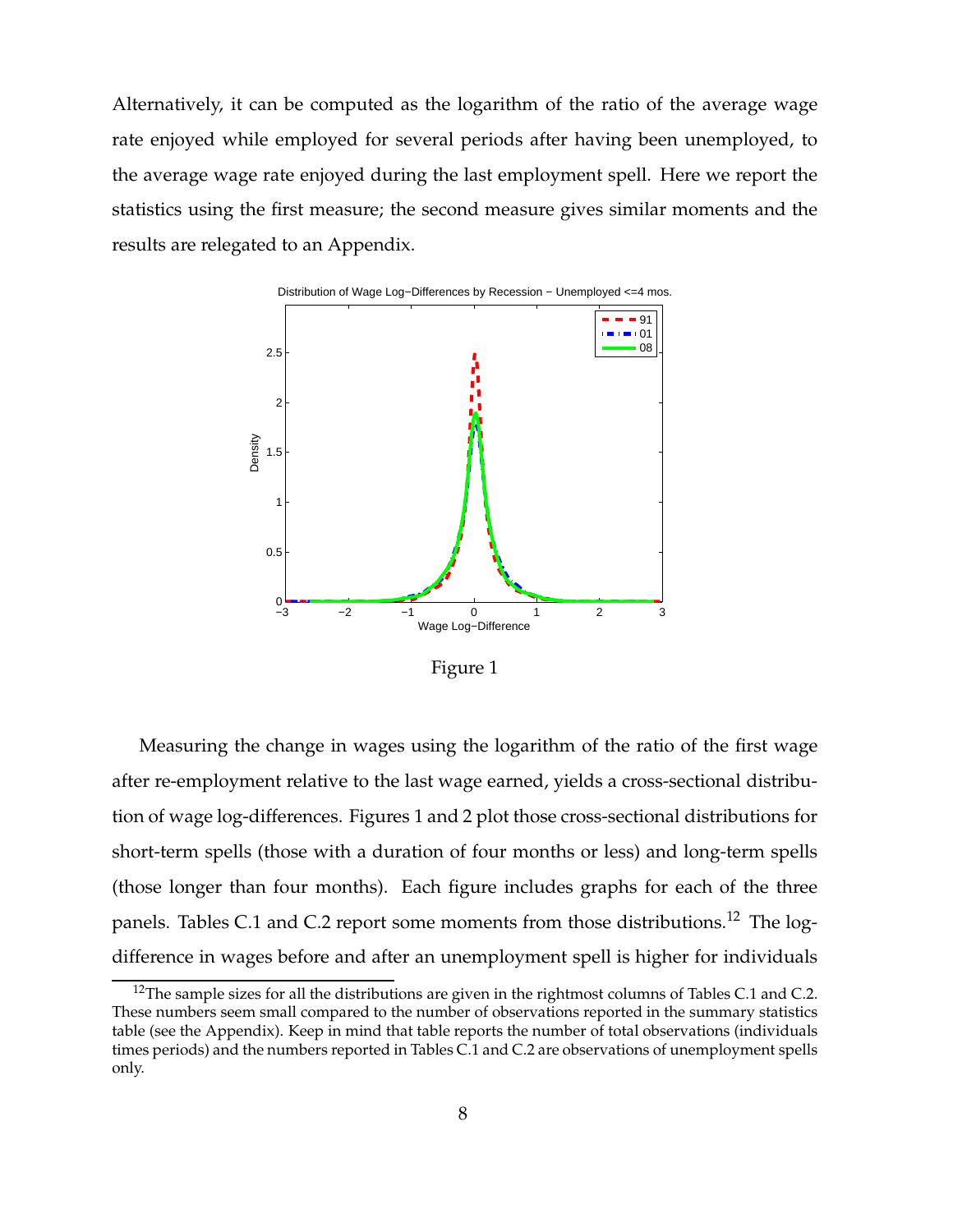Alternatively, it can be computed as the logarithm of the ratio of the average wage rate enjoyed while employed for several periods after having been unemployed, to the average wage rate enjoyed during the last employment spell. Here we report the statistics using the first measure; the second measure gives similar moments and the results are relegated to an Appendix.

Figure 1

Measuring the change in wages using the logarithm of the ratio of the first wage after re-employment relative to the last wage earned, yields a cross-sectional distribution of wage log-differences. Figures 1 and 2 plot those cross-sectional distributions for short-term spells (those with a duration of four months or less) and long-term spells (those longer than four months). Each figure includes graphs for each of the three panels. Tables C.1 and C.2 report some moments from those distributions.[12] The log-difference in wages before and after an unemployment spell is higher for individuals

[12]The sample sizes for all the distributions are given in the rightmost columns of Tables C.1 and C.2. These numbers seem small compared to the number of observations reported in the summary statistics table (see the Appendix). Keep in mind that table reports the number of total observations (individuals times periods) and the numbers reported in Tables C.1 and C.2 are observations of unemployment spells only.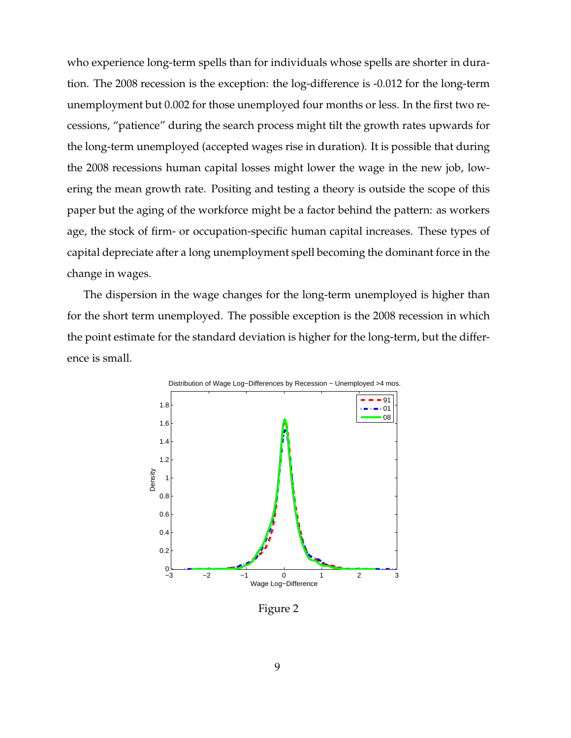who experience long-term spells than for individuals whose spells are shorter in duration. The 2008 recession is the exception: the log-difference is -0.012 for the long-term unemployment but 0.002 for those unemployed four months or less. In the first two recessions, "patience" during the search process might tilt the growth rates upwards for the long-term unemployed (accepted wages rise in duration). It is possible that during the 2008 recessions human capital losses might lower the wage in the new job, lowering the mean growth rate. Positing and testing a theory is outside the scope of this paper but the aging of the workforce might be a factor behind the pattern: as workers age, the stock of firm- or occupation-specific human capital increases. These types of capital depreciate after a long unemployment spell becoming the dominant force in the change in wages.

The dispersion in the wage changes for the long-term unemployed is higher than for the short term unemployed. The possible exception is the 2008 recession in which the point estimate for the standard deviation is higher for the long-term, but the difference is small.

Figure 2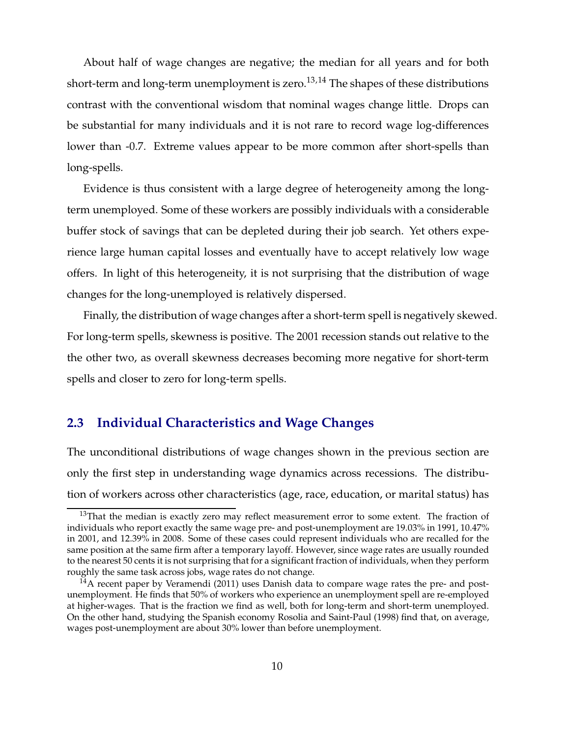About half of wage changes are negative; the median for all years and for both short-term and long-term unemployment is zero.[13,14] The shapes of these distributions contrast with the conventional wisdom that nominal wages change little. Drops can be substantial for many individuals and it is not rare to record wage log-differences lower than -0.7. Extreme values appear to be more common after short-spells than long-spells.

Evidence is thus consistent with a large degree of heterogeneity among the long-term unemployed. Some of these workers are possibly individuals with a considerable buffer stock of savings that can be depleted during their job search. Yet others experience large human capital losses and eventually have to accept relatively low wage offers. In light of this heterogeneity, it is not surprising that the distribution of wage changes for the long-unemployed is relatively dispersed.

Finally, the distribution of wage changes after a short-term spell is negatively skewed. For long-term spells, skewness is positive. The 2001 recession stands out relative to the the other two, as overall skewness decreases becoming more negative for short-term spells and closer to zero for long-term spells.

## 2.3 Individual Characteristics and Wage Changes

The unconditional distributions of wage changes shown in the previous section are only the first step in understanding wage dynamics across recessions. The distribution of workers across other characteristics (age, race, education, or marital status) has

[13] That the median is exactly zero may reflect measurement error to some extent. The fraction of individuals who report exactly the same wage pre- and post-unemployment are 19.03% in 1991, 10.47% in 2001, and 12.39% in 2008. Some of these cases could represent individuals who are recalled for the same position at the same firm after a temporary layoff. However, since wage rates are usually rounded to the nearest 50 cents it is not surprising that for a significant fraction of individuals, when they perform roughly the same task across jobs, wage rates do not change.

[14] A recent paper by Veramendi (2011) uses Danish data to compare wage rates the pre- and post-unemployment. He finds that 50% of workers who experience an unemployment spell are re-employed at higher-wages. That is the fraction we find as well, both for long-term and short-term unemployed. On the other hand, studying the Spanish economy Rosolia and Saint-Paul (1998) find that, on average, wages post-unemployment are about 30% lower than before unemployment.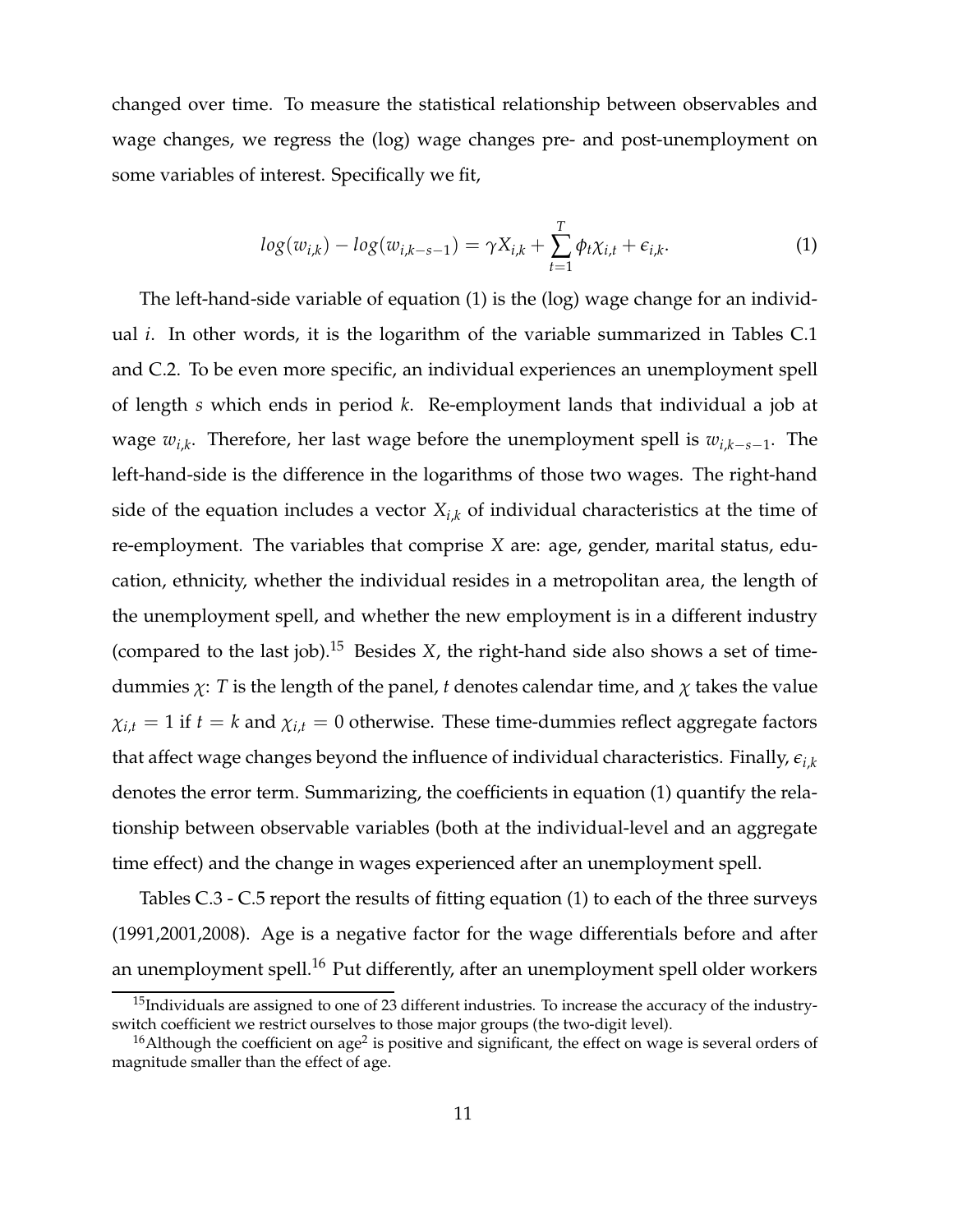changed over time. To measure the statistical relationship between observables and wage changes, we regress the (log) wage changes pre- and post-unemployment on some variables of interest. Specifically we fit,

$$log(w_{i,k}) - log(w_{i,k-s-1}) = \gamma X_{i,k} + \sum_{t=1}^{T} \phi_t \chi_{i,t} + \epsilon_{i,k}. \tag{1}$$

The left-hand-side variable of equation (1) is the (log) wage change for an individual $i$. In other words, it is the logarithm of the variable summarized in Tables C.1 and C.2. To be even more specific, an individual experiences an unemployment spell of length $s$ which ends in period $k$. Re-employment lands that individual a job at wage $w_{i,k}$. Therefore, her last wage before the unemployment spell is $w_{i,k-s-1}$. The left-hand-side is the difference in the logarithms of those two wages. The right-hand side of the equation includes a vector $X_{i,k}$ of individual characteristics at the time of re-employment. The variables that comprise $X$ are: age, gender, marital status, education, ethnicity, whether the individual resides in a metropolitan area, the length of the unemployment spell, and whether the new employment is in a different industry (compared to the last job).[15] Besides $X$, the right-hand side also shows a set of time-dummies $\chi$: $T$ is the length of the panel, $t$ denotes calendar time, and $\chi$ takes the value $\chi_{i,t} = 1$ if $t = k$ and $\chi_{i,t} = 0$ otherwise. These time-dummies reflect aggregate factors that affect wage changes beyond the influence of individual characteristics. Finally, $\epsilon_{i,k}$ denotes the error term. Summarizing, the coefficients in equation (1) quantify the relationship between observable variables (both at the individual-level and an aggregate time effect) and the change in wages experienced after an unemployment spell.

Tables C.3 - C.5 report the results of fitting equation (1) to each of the three surveys (1991,2001,2008). Age is a negative factor for the wage differentials before and after an unemployment spell.[16] Put differently, after an unemployment spell older workers

[15] Individuals are assigned to one of 23 different industries. To increase the accuracy of the industry-switch coefficient we restrict ourselves to those major groups (the two-digit level).

[16] Although the coefficient on age$^2$ is positive and significant, the effect on wage is several orders of magnitude smaller than the effect of age.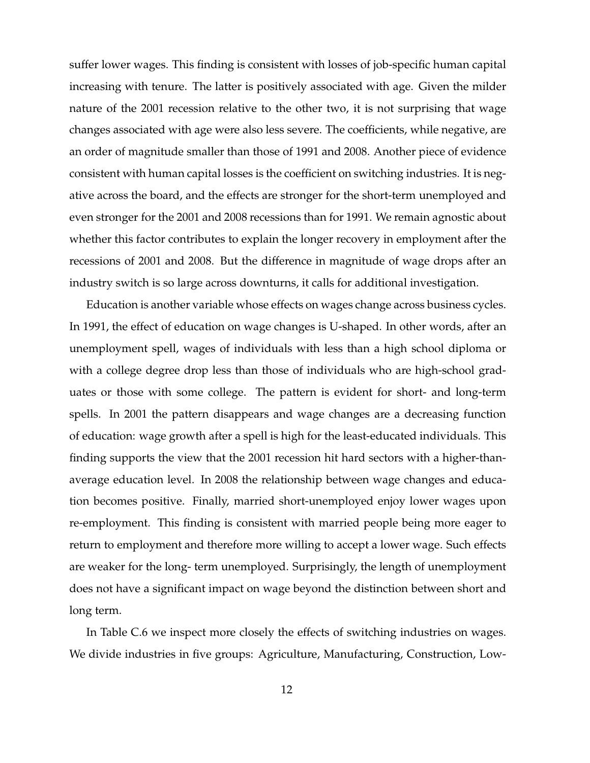suffer lower wages. This finding is consistent with losses of job-specific human capital increasing with tenure. The latter is positively associated with age. Given the milder nature of the 2001 recession relative to the other two, it is not surprising that wage changes associated with age were also less severe. The coefficients, while negative, are an order of magnitude smaller than those of 1991 and 2008. Another piece of evidence consistent with human capital losses is the coefficient on switching industries. It is negative across the board, and the effects are stronger for the short-term unemployed and even stronger for the 2001 and 2008 recessions than for 1991. We remain agnostic about whether this factor contributes to explain the longer recovery in employment after the recessions of 2001 and 2008. But the difference in magnitude of wage drops after an industry switch is so large across downturns, it calls for additional investigation.

Education is another variable whose effects on wages change across business cycles. In 1991, the effect of education on wage changes is U-shaped. In other words, after an unemployment spell, wages of individuals with less than a high school diploma or with a college degree drop less than those of individuals who are high-school graduates or those with some college. The pattern is evident for short- and long-term spells. In 2001 the pattern disappears and wage changes are a decreasing function of education: wage growth after a spell is high for the least-educated individuals. This finding supports the view that the 2001 recession hit hard sectors with a higher-than-average education level. In 2008 the relationship between wage changes and education becomes positive. Finally, married short-unemployed enjoy lower wages upon re-employment. This finding is consistent with married people being more eager to return to employment and therefore more willing to accept a lower wage. Such effects are weaker for the long- term unemployed. Surprisingly, the length of unemployment does not have a significant impact on wage beyond the distinction between short and long term.

In Table C.6 we inspect more closely the effects of switching industries on wages. We divide industries in five groups: Agriculture, Manufacturing, Construction, Low-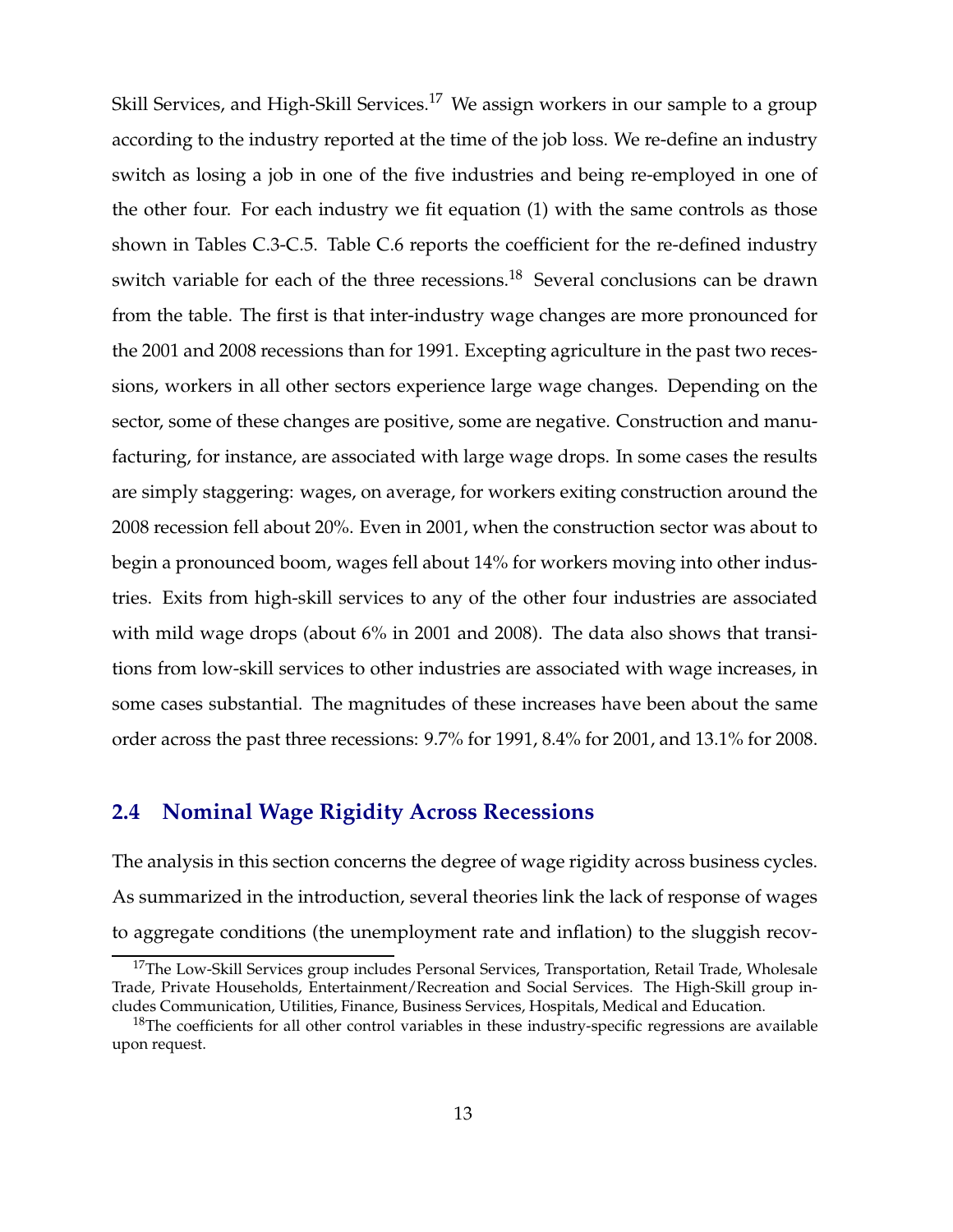Skill Services, and High-Skill Services.[17] We assign workers in our sample to a group according to the industry reported at the time of the job loss. We re-define an industry switch as losing a job in one of the five industries and being re-employed in one of the other four. For each industry we fit equation (1) with the same controls as those shown in Tables C.3-C.5. Table C.6 reports the coefficient for the re-defined industry switch variable for each of the three recessions.[18] Several conclusions can be drawn from the table. The first is that inter-industry wage changes are more pronounced for the 2001 and 2008 recessions than for 1991. Excepting agriculture in the past two recessions, workers in all other sectors experience large wage changes. Depending on the sector, some of these changes are positive, some are negative. Construction and manufacturing, for instance, are associated with large wage drops. In some cases the results are simply staggering: wages, on average, for workers exiting construction around the 2008 recession fell about 20%. Even in 2001, when the construction sector was about to begin a pronounced boom, wages fell about 14% for workers moving into other industries. Exits from high-skill services to any of the other four industries are associated with mild wage drops (about 6% in 2001 and 2008). The data also shows that transitions from low-skill services to other industries are associated with wage increases, in some cases substantial. The magnitudes of these increases have been about the same order across the past three recessions: 9.7% for 1991, 8.4% for 2001, and 13.1% for 2008.

## 2.4 Nominal Wage Rigidity Across Recessions

The analysis in this section concerns the degree of wage rigidity across business cycles. As summarized in the introduction, several theories link the lack of response of wages to aggregate conditions (the unemployment rate and inflation) to the sluggish recov-

[17] The Low-Skill Services group includes Personal Services, Transportation, Retail Trade, Wholesale Trade, Private Households, Entertainment/Recreation and Social Services. The High-Skill group includes Communication, Utilities, Finance, Business Services, Hospitals, Medical and Education.

[18] The coefficients for all other control variables in these industry-specific regressions are available upon request.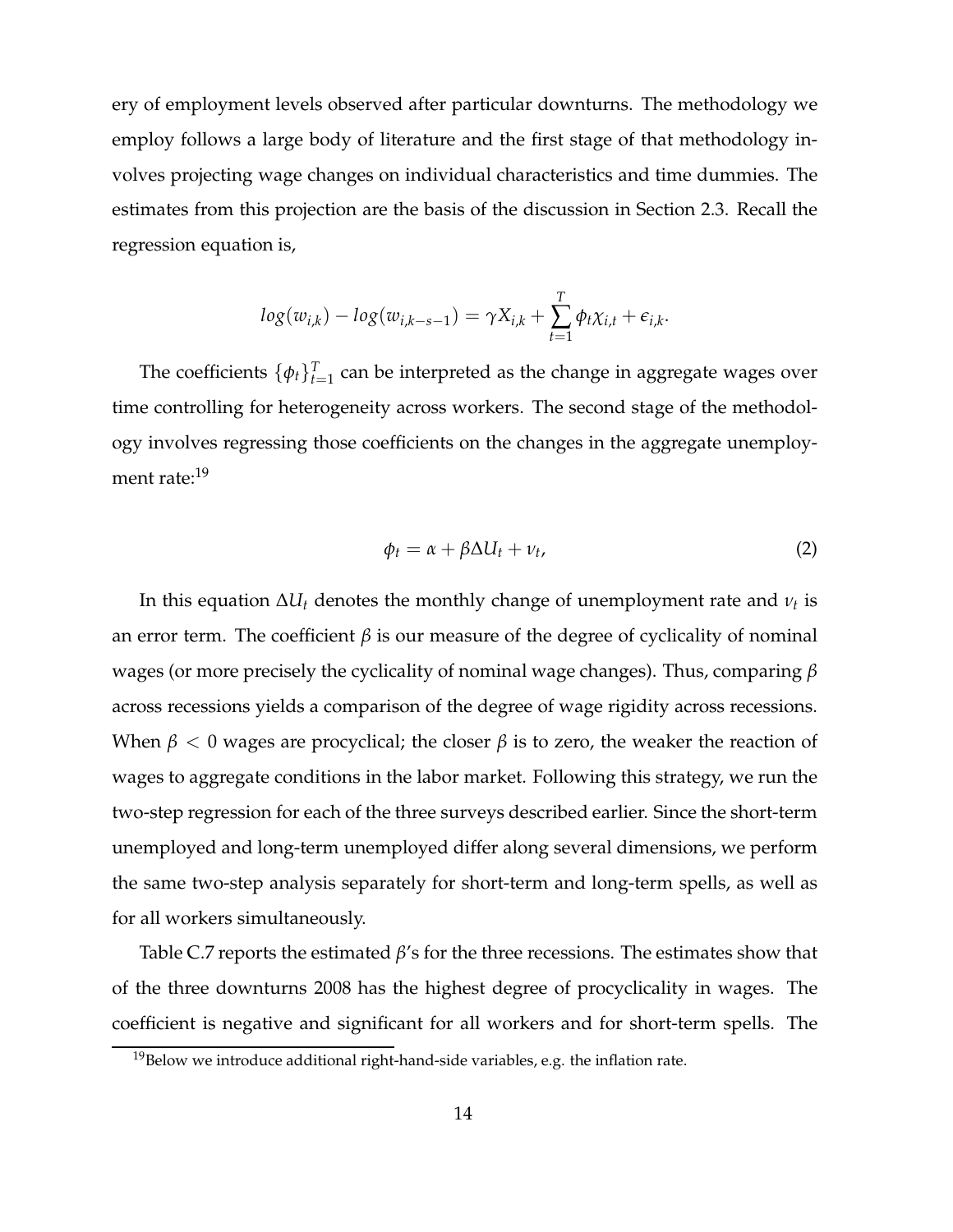ery of employment levels observed after particular downturns. The methodology we employ follows a large body of literature and the first stage of that methodology involves projecting wage changes on individual characteristics and time dummies. The estimates from this projection are the basis of the discussion in Section 2.3. Recall the regression equation is,

$$log(w_{i,k}) - log(w_{i,k-s-1}) = \gamma X_{i,k} + \sum_{t=1}^{T} \phi_t \chi_{i,t} + \epsilon_{i,k}.$$

The coefficients $\{\phi_t\}_{t=1}^{T}$ can be interpreted as the change in aggregate wages over time controlling for heterogeneity across workers. The second stage of the methodology involves regressing those coefficients on the changes in the aggregate unemployment rate:[19]

$$\phi_t = \alpha + \beta \Delta U_t + \nu_t, \tag{2}$$

In this equation $\Delta U_t$ denotes the monthly change of unemployment rate and $\nu_t$ is an error term. The coefficient $\beta$ is our measure of the degree of cyclicality of nominal wages (or more precisely the cyclicality of nominal wage changes). Thus, comparing $\beta$ across recessions yields a comparison of the degree of wage rigidity across recessions. When $\beta < 0$ wages are procyclical; the closer $\beta$ is to zero, the weaker the reaction of wages to aggregate conditions in the labor market. Following this strategy, we run the two-step regression for each of the three surveys described earlier. Since the short-term unemployed and long-term unemployed differ along several dimensions, we perform the same two-step analysis separately for short-term and long-term spells, as well as for all workers simultaneously.

Table C.7 reports the estimated $\beta$'s for the three recessions. The estimates show that of the three downturns 2008 has the highest degree of procyclicality in wages. The coefficient is negative and significant for all workers and for short-term spells. The

[19] Below we introduce additional right-hand-side variables, e.g. the inflation rate.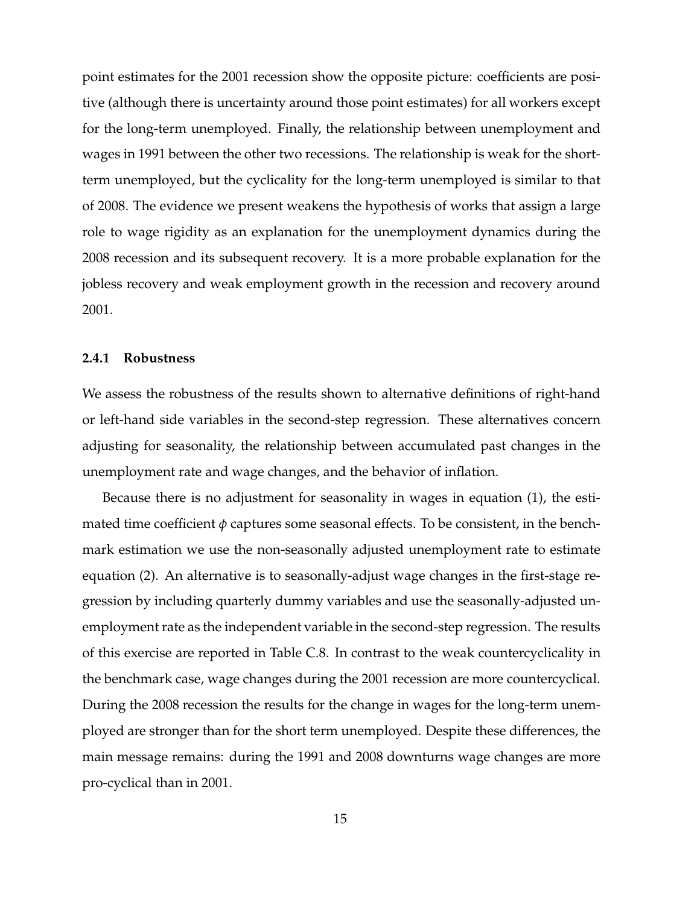point estimates for the 2001 recession show the opposite picture: coefficients are positive (although there is uncertainty around those point estimates) for all workers except for the long-term unemployed. Finally, the relationship between unemployment and wages in 1991 between the other two recessions. The relationship is weak for the short-term unemployed, but the cyclicality for the long-term unemployed is similar to that of 2008. The evidence we present weakens the hypothesis of works that assign a large role to wage rigidity as an explanation for the unemployment dynamics during the 2008 recession and its subsequent recovery. It is a more probable explanation for the jobless recovery and weak employment growth in the recession and recovery around 2001.

### 2.4.1 Robustness

We assess the robustness of the results shown to alternative definitions of right-hand or left-hand side variables in the second-step regression. These alternatives concern adjusting for seasonality, the relationship between accumulated past changes in the unemployment rate and wage changes, and the behavior of inflation.

Because there is no adjustment for seasonality in wages in equation (1), the estimated time coefficient $\phi$ captures some seasonal effects. To be consistent, in the benchmark estimation we use the non-seasonally adjusted unemployment rate to estimate equation (2). An alternative is to seasonally-adjust wage changes in the first-stage regression by including quarterly dummy variables and use the seasonally-adjusted unemployment rate as the independent variable in the second-step regression. The results of this exercise are reported in Table C.8. In contrast to the weak countercyclicality in the benchmark case, wage changes during the 2001 recession are more countercyclical. During the 2008 recession the results for the change in wages for the long-term unemployed are stronger than for the short term unemployed. Despite these differences, the main message remains: during the 1991 and 2008 downturns wage changes are more pro-cyclical than in 2001.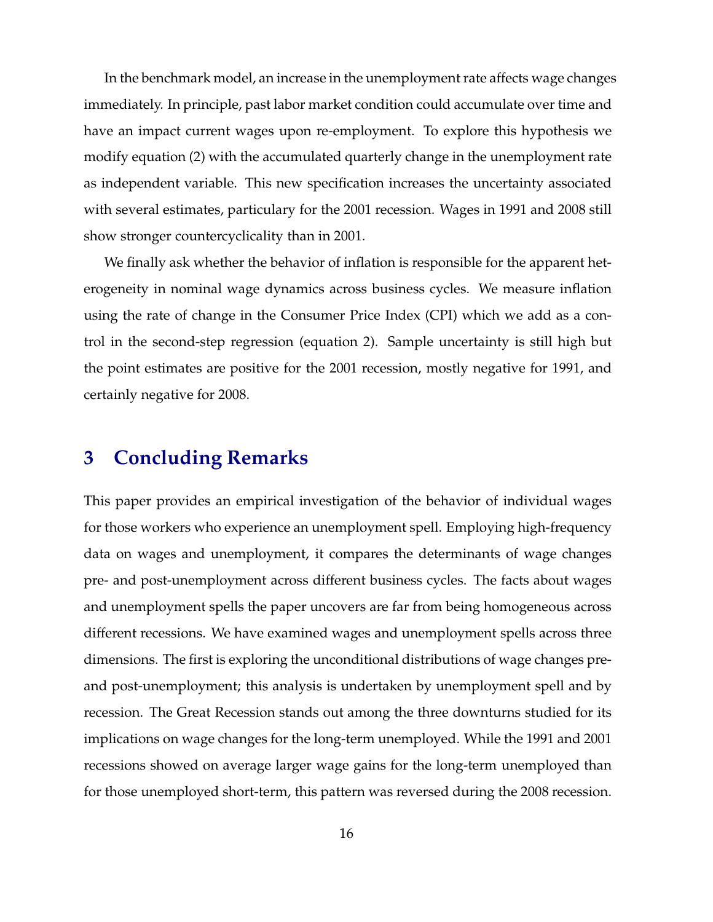In the benchmark model, an increase in the unemployment rate affects wage changes immediately. In principle, past labor market condition could accumulate over time and have an impact current wages upon re-employment. To explore this hypothesis we modify equation (2) with the accumulated quarterly change in the unemployment rate as independent variable. This new specification increases the uncertainty associated with several estimates, particulary for the 2001 recession. Wages in 1991 and 2008 still show stronger countercyclicality than in 2001.

We finally ask whether the behavior of inflation is responsible for the apparent heterogeneity in nominal wage dynamics across business cycles. We measure inflation using the rate of change in the Consumer Price Index (CPI) which we add as a control in the second-step regression (equation 2). Sample uncertainty is still high but the point estimates are positive for the 2001 recession, mostly negative for 1991, and certainly negative for 2008.

# 3 Concluding Remarks

This paper provides an empirical investigation of the behavior of individual wages for those workers who experience an unemployment spell. Employing high-frequency data on wages and unemployment, it compares the determinants of wage changes pre- and post-unemployment across different business cycles. The facts about wages and unemployment spells the paper uncovers are far from being homogeneous across different recessions. We have examined wages and unemployment spells across three dimensions. The first is exploring the unconditional distributions of wage changes pre- and post-unemployment; this analysis is undertaken by unemployment spell and by recession. The Great Recession stands out among the three downturns studied for its implications on wage changes for the long-term unemployed. While the 1991 and 2001 recessions showed on average larger wage gains for the long-term unemployed than for those unemployed short-term, this pattern was reversed during the 2008 recession.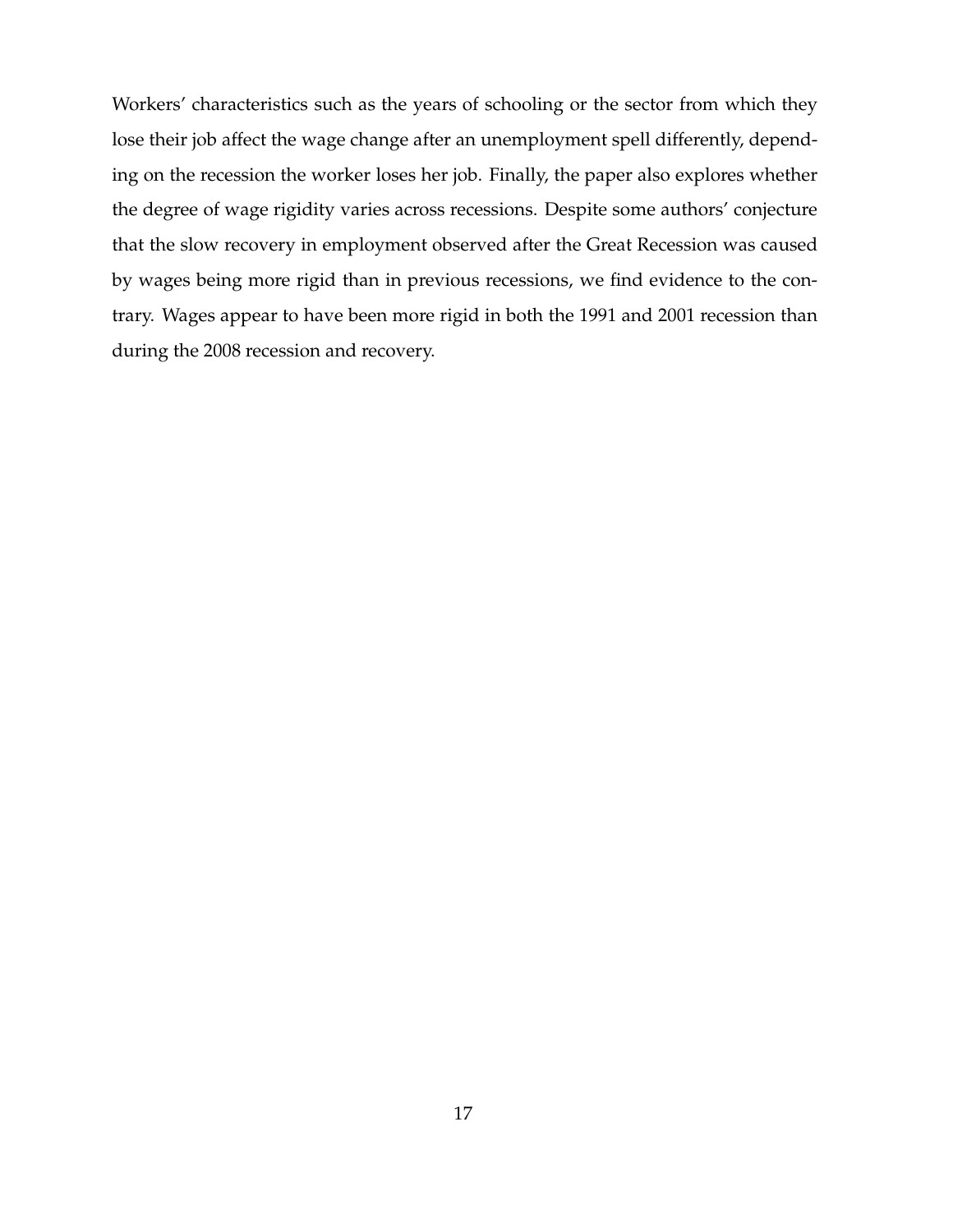Workers' characteristics such as the years of schooling or the sector from which they lose their job affect the wage change after an unemployment spell differently, depending on the recession the worker loses her job. Finally, the paper also explores whether the degree of wage rigidity varies across recessions. Despite some authors' conjecture that the slow recovery in employment observed after the Great Recession was caused by wages being more rigid than in previous recessions, we find evidence to the contrary. Wages appear to have been more rigid in both the 1991 and 2001 recession than during the 2008 recession and recovery.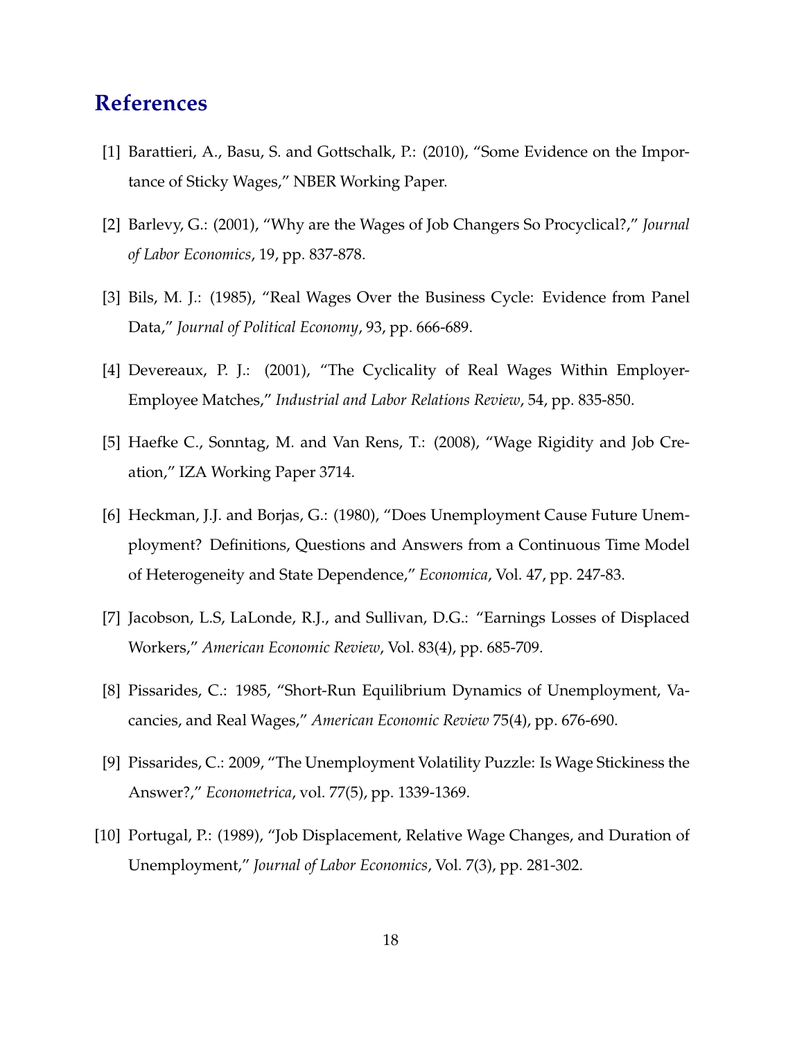## References

[1] Barattieri, A., Basu, S. and Gottschalk, P.: (2010), "Some Evidence on the Importance of Sticky Wages," NBER Working Paper.

[2] Barlevy, G.: (2001), "Why are the Wages of Job Changers So Procyclical?," *Journal of Labor Economics*, 19, pp. 837-878.

[3] Bils, M. J.: (1985), "Real Wages Over the Business Cycle: Evidence from Panel Data," *Journal of Political Economy*, 93, pp. 666-689.

[4] Devereaux, P. J.: (2001), "The Cyclicality of Real Wages Within Employer-Employee Matches," *Industrial and Labor Relations Review*, 54, pp. 835-850.

[5] Haefke C., Sonntag, M. and Van Rens, T.: (2008), "Wage Rigidity and Job Creation," IZA Working Paper 3714.

[6] Heckman, J.J. and Borjas, G.: (1980), "Does Unemployment Cause Future Unemployment? Definitions, Questions and Answers from a Continuous Time Model of Heterogeneity and State Dependence," *Economica*, Vol. 47, pp. 247-83.

[7] Jacobson, L.S, LaLonde, R.J., and Sullivan, D.G.: "Earnings Losses of Displaced Workers," *American Economic Review*, Vol. 83(4), pp. 685-709.

[8] Pissarides, C.: 1985, "Short-Run Equilibrium Dynamics of Unemployment, Vacancies, and Real Wages," *American Economic Review* 75(4), pp. 676-690.

[9] Pissarides, C.: 2009, "The Unemployment Volatility Puzzle: Is Wage Stickiness the Answer?," *Econometrica*, vol. 77(5), pp. 1339-1369.

[10] Portugal, P.: (1989), "Job Displacement, Relative Wage Changes, and Duration of Unemployment," *Journal of Labor Economics*, Vol. 7(3), pp. 281-302.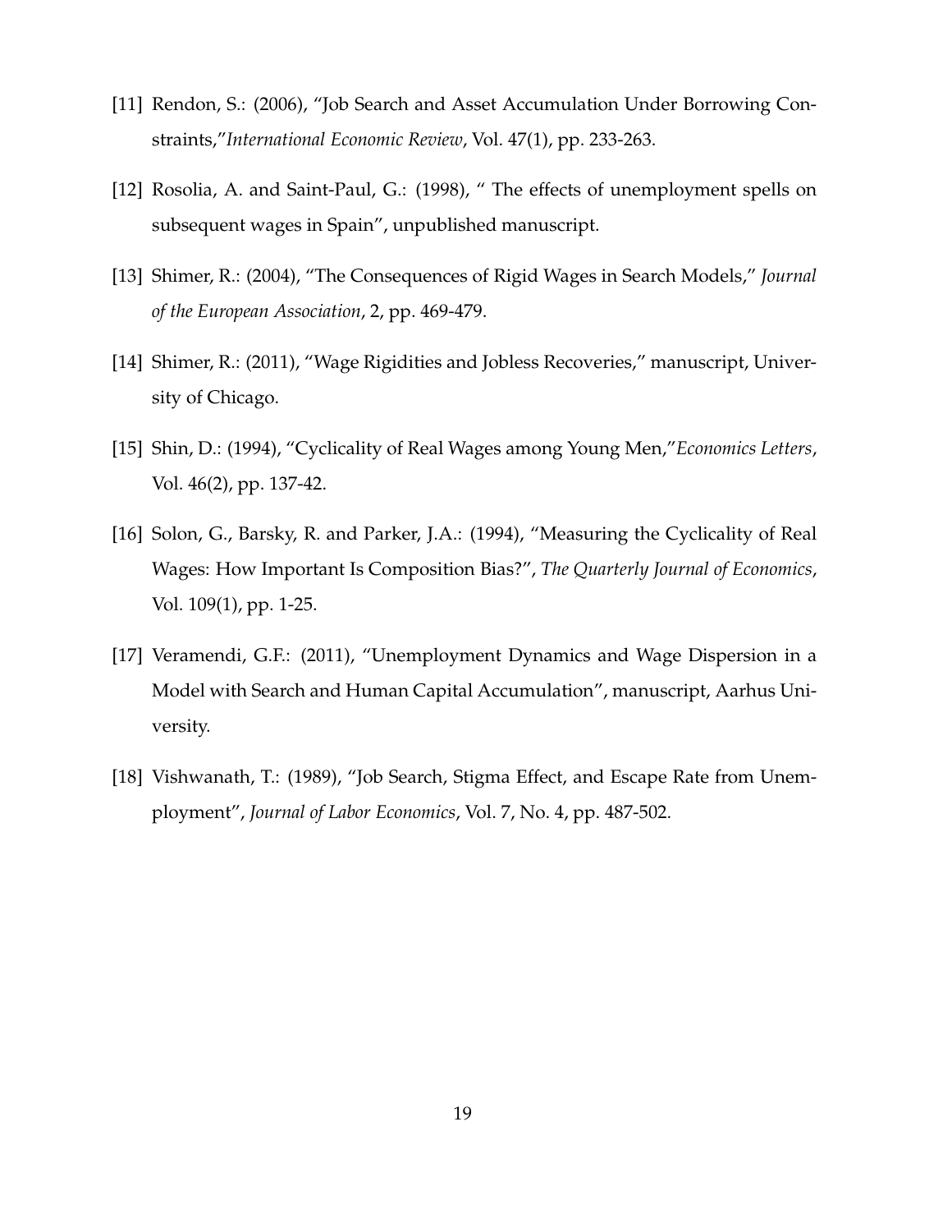[11] Rendon, S.: (2006), "Job Search and Asset Accumulation Under Borrowing Constraints,"*International Economic Review*, Vol. 47(1), pp. 233-263.

[12] Rosolia, A. and Saint-Paul, G.: (1998), " The effects of unemployment spells on subsequent wages in Spain", unpublished manuscript.

[13] Shimer, R.: (2004), "The Consequences of Rigid Wages in Search Models," *Journal of the European Association*, 2, pp. 469-479.

[14] Shimer, R.: (2011), "Wage Rigidities and Jobless Recoveries," manuscript, University of Chicago.

[15] Shin, D.: (1994), "Cyclicality of Real Wages among Young Men,"*Economics Letters*, Vol. 46(2), pp. 137-42.

[16] Solon, G., Barsky, R. and Parker, J.A.: (1994), "Measuring the Cyclicality of Real Wages: How Important Is Composition Bias?", *The Quarterly Journal of Economics*, Vol. 109(1), pp. 1-25.

[17] Veramendi, G.F.: (2011), "Unemployment Dynamics and Wage Dispersion in a Model with Search and Human Capital Accumulation", manuscript, Aarhus University.

[18] Vishwanath, T.: (1989), "Job Search, Stigma Effect, and Escape Rate from Unemployment", *Journal of Labor Economics*, Vol. 7, No. 4, pp. 487-502.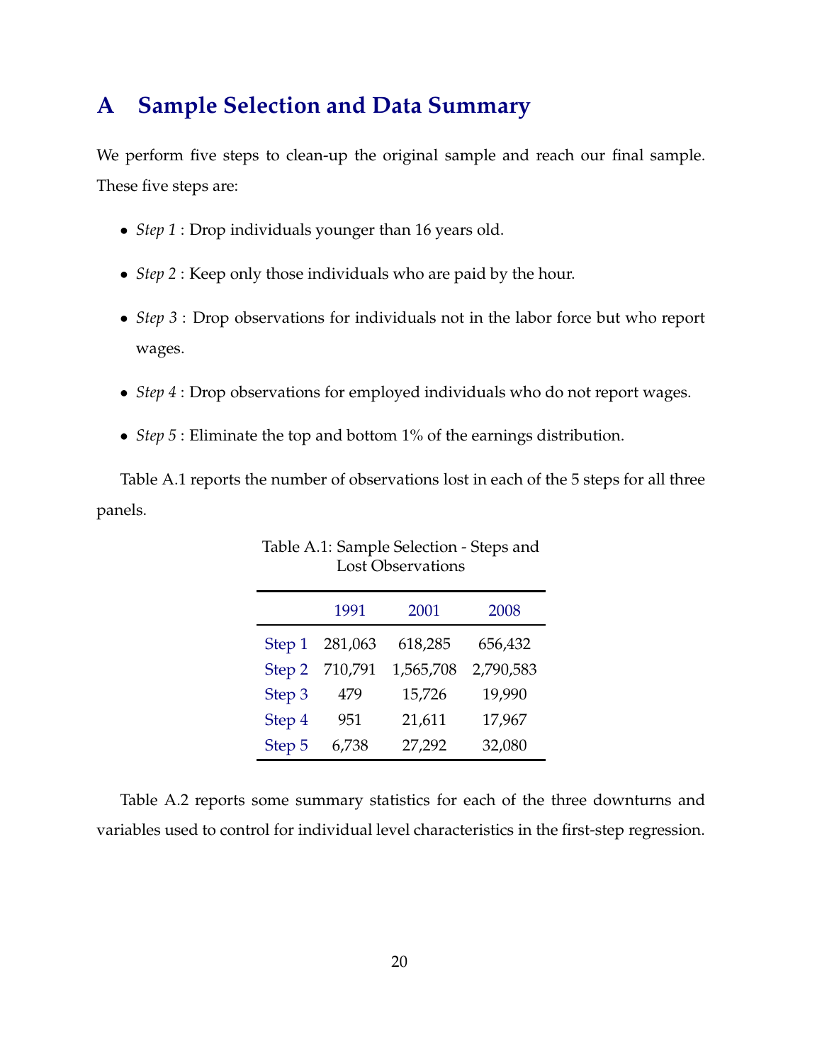# A Sample Selection and Data Summary

We perform five steps to clean-up the original sample and reach our final sample. These five steps are:

- *Step 1* : Drop individuals younger than 16 years old.
- *Step 2* : Keep only those individuals who are paid by the hour.
- *Step 3* : Drop observations for individuals not in the labor force but who report wages.
- *Step 4* : Drop observations for employed individuals who do not report wages.
- *Step 5* : Eliminate the top and bottom 1% of the earnings distribution.

Table A.1 reports the number of observations lost in each of the 5 steps for all three panels.

Table A.1: Sample Selection - Steps and Lost Observations

| | 1991 | 2001 | 2008 |
|---|---|---|---|
| Step 1 | 281,063 | 618,285 | 656,432 |
| Step 2 | 710,791 | 1,565,708 | 2,790,583 |
| Step 3 | 479 | 15,726 | 19,990 |
| Step 4 | 951 | 21,611 | 17,967 |
| Step 5 | 6,738 | 27,292 | 32,080 |

Table A.2 reports some summary statistics for each of the three downturns and variables used to control for individual level characteristics in the first-step regression.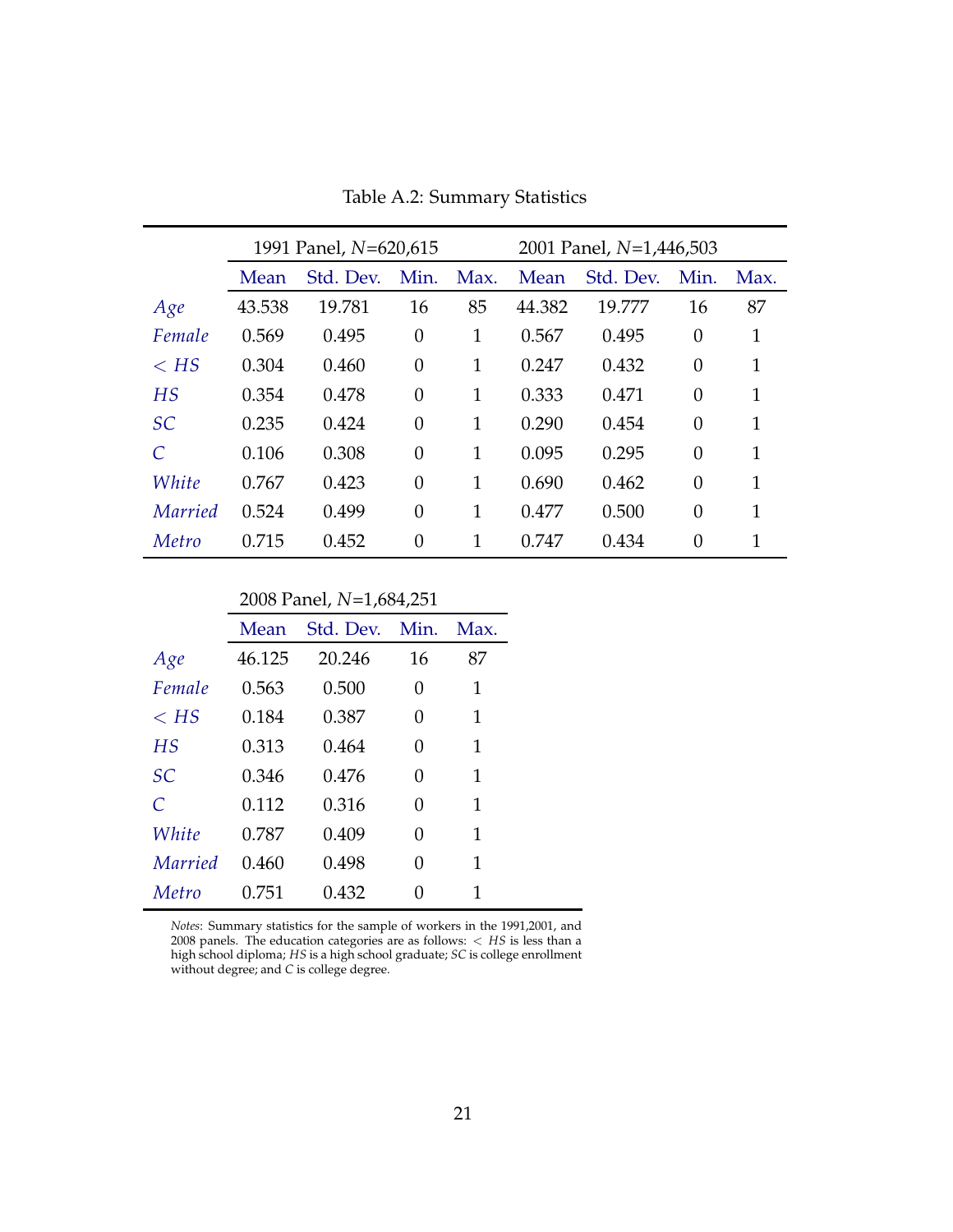Table A.2: Summary Statistics

| | 1991 Panel, $N$=620,615 | | | | 2001 Panel, $N$=1,446,503 | | | |
|---|---|---|---|---|---|---|---|---|
| | Mean | Std. Dev. | Min. | Max. | Mean | Std. Dev. | Min. | Max. |
| *Age* | 43.538 | 19.781 | 16 | 85 | 44.382 | 19.777 | 16 | 87 |
| *Female* | 0.569 | 0.495 | 0 | 1 | 0.567 | 0.495 | 0 | 1 |
| $< HS$ | 0.304 | 0.460 | 0 | 1 | 0.247 | 0.432 | 0 | 1 |
| *HS* | 0.354 | 0.478 | 0 | 1 | 0.333 | 0.471 | 0 | 1 |
| *SC* | 0.235 | 0.424 | 0 | 1 | 0.290 | 0.454 | 0 | 1 |
| *C* | 0.106 | 0.308 | 0 | 1 | 0.095 | 0.295 | 0 | 1 |
| *White* | 0.767 | 0.423 | 0 | 1 | 0.690 | 0.462 | 0 | 1 |
| *Married* | 0.524 | 0.499 | 0 | 1 | 0.477 | 0.500 | 0 | 1 |
| *Metro* | 0.715 | 0.452 | 0 | 1 | 0.747 | 0.434 | 0 | 1 |

| | 2008 Panel, $N$=1,684,251 | | | |
|---|---|---|---|---|
| | Mean | Std. Dev. | Min. | Max. |
| *Age* | 46.125 | 20.246 | 16 | 87 |
| *Female* | 0.563 | 0.500 | 0 | 1 |
| $< HS$ | 0.184 | 0.387 | 0 | 1 |
| *HS* | 0.313 | 0.464 | 0 | 1 |
| *SC* | 0.346 | 0.476 | 0 | 1 |
| *C* | 0.112 | 0.316 | 0 | 1 |
| *White* | 0.787 | 0.409 | 0 | 1 |
| *Married* | 0.460 | 0.498 | 0 | 1 |
| *Metro* | 0.751 | 0.432 | 0 | 1 |

*Notes*: Summary statistics for the sample of workers in the 1991,2001, and 2008 panels. The education categories are as follows: $< HS$ is less than a high school diploma; *HS* is a high school graduate; *SC* is college enrollment without degree; and *C* is college degree.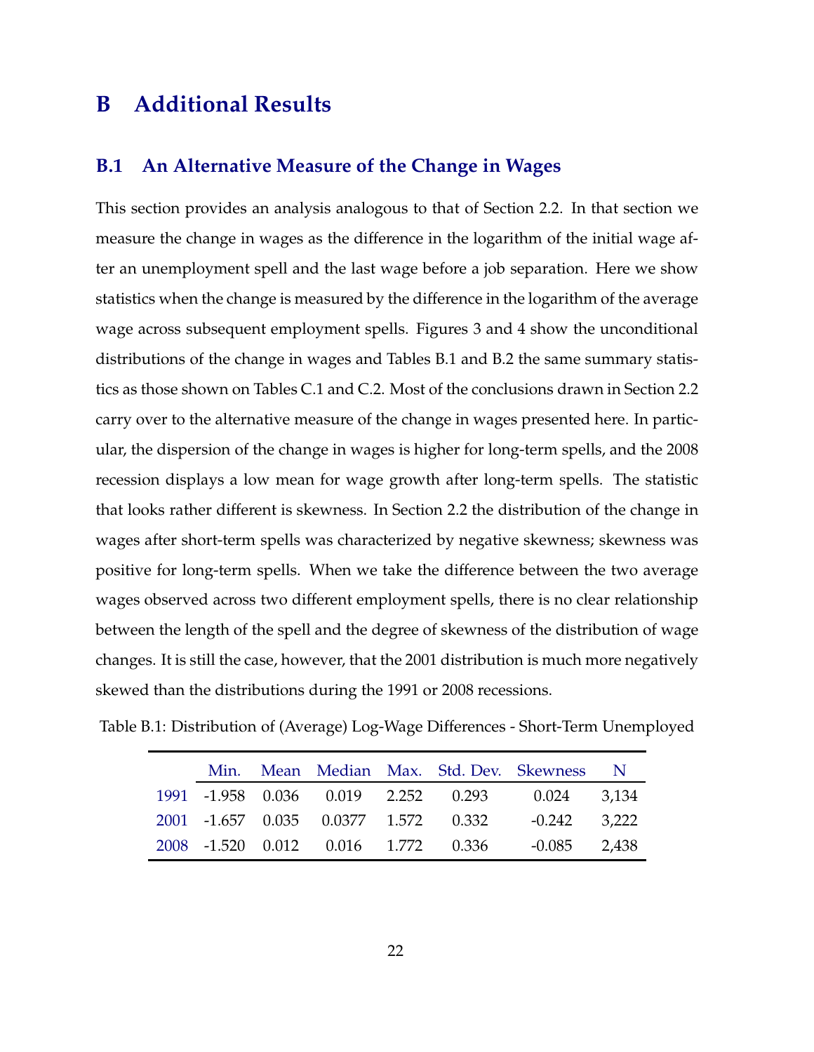# B Additional Results

## B.1 An Alternative Measure of the Change in Wages

This section provides an analysis analogous to that of Section 2.2. In that section we measure the change in wages as the difference in the logarithm of the initial wage after an unemployment spell and the last wage before a job separation. Here we show statistics when the change is measured by the difference in the logarithm of the average wage across subsequent employment spells. Figures 3 and 4 show the unconditional distributions of the change in wages and Tables B.1 and B.2 the same summary statistics as those shown on Tables C.1 and C.2. Most of the conclusions drawn in Section 2.2 carry over to the alternative measure of the change in wages presented here. In particular, the dispersion of the change in wages is higher for long-term spells, and the 2008 recession displays a low mean for wage growth after long-term spells. The statistic that looks rather different is skewness. In Section 2.2 the distribution of the change in wages after short-term spells was characterized by negative skewness; skewness was positive for long-term spells. When we take the difference between the two average wages observed across two different employment spells, there is no clear relationship between the length of the spell and the degree of skewness of the distribution of wage changes. It is still the case, however, that the 2001 distribution is much more negatively skewed than the distributions during the 1991 or 2008 recessions.

Table B.1: Distribution of (Average) Log-Wage Differences - Short-Term Unemployed

| | Min. | Mean | Median | Max. | Std. Dev. | Skewness | N |
|---|---|---|---|---|---|---|---|
| 1991 | -1.958 | 0.036 | 0.019 | 2.252 | 0.293 | 0.024 | 3,134 |
| 2001 | -1.657 | 0.035 | 0.0377 | 1.572 | 0.332 | -0.242 | 3,222 |
| 2008 | -1.520 | 0.012 | 0.016 | 1.772 | 0.336 | -0.085 | 2,438 |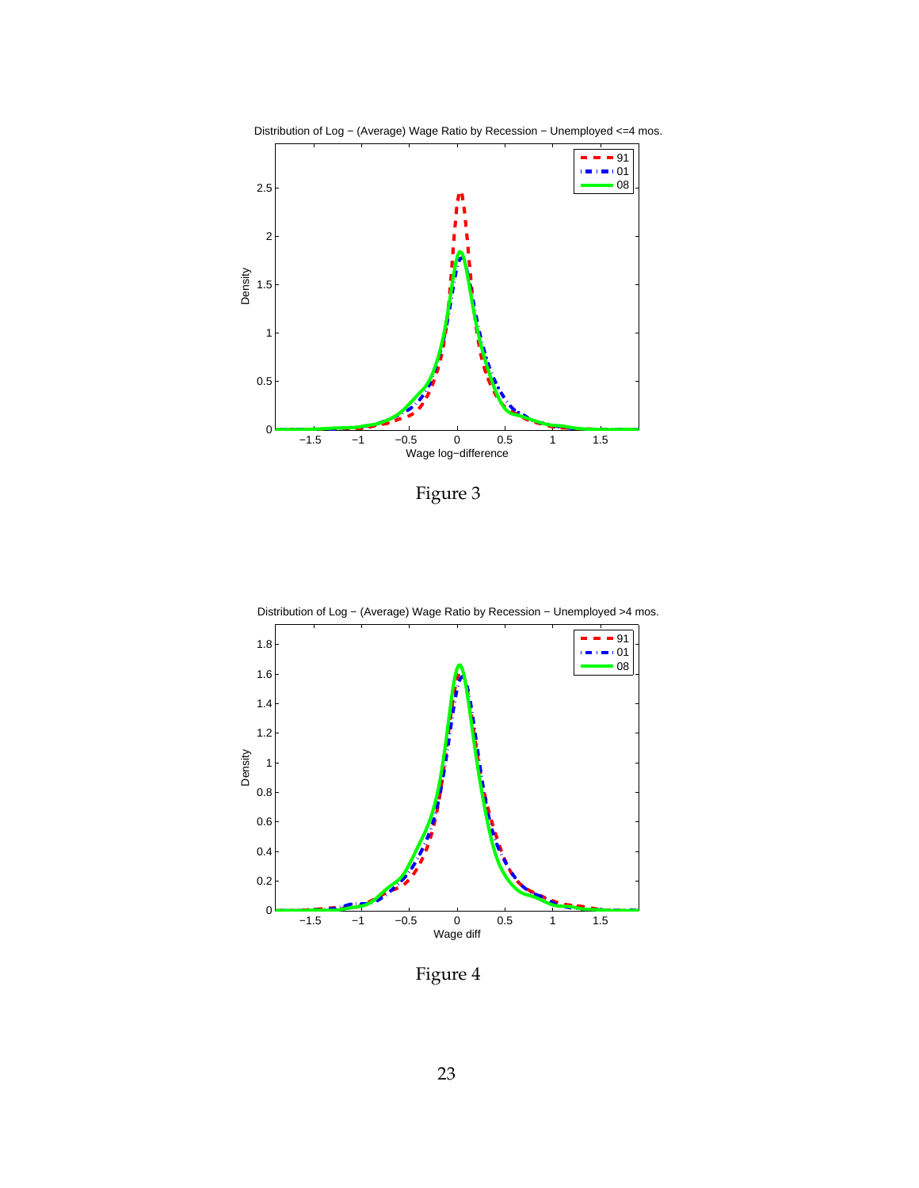Distribution of Log − (Average) Wage Ratio by Recession − Unemployed <=4 mos.

Figure 3

Distribution of Log − (Average) Wage Ratio by Recession − Unemployed >4 mos.

Figure 4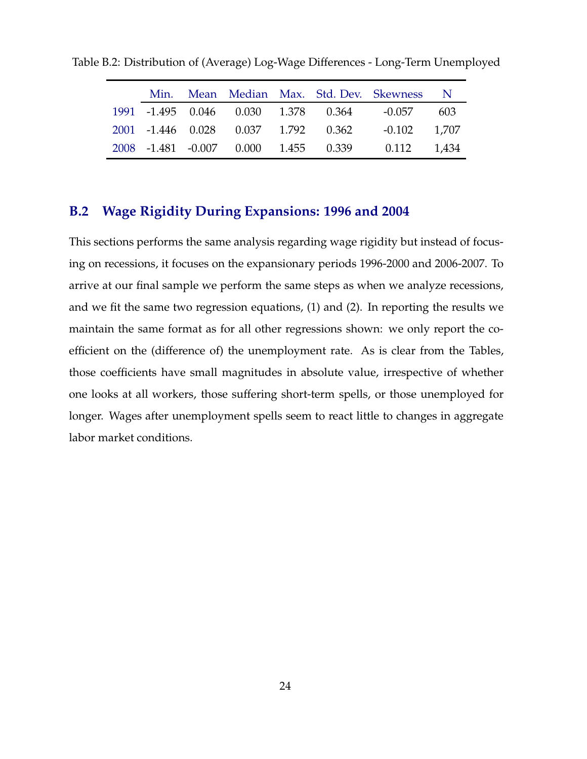Table B.2: Distribution of (Average) Log-Wage Differences - Long-Term Unemployed

| | Min. | Mean | Median | Max. | Std. Dev. | Skewness | N |
|---|---|---|---|---|---|---|---|
| 1991 | -1.495 | 0.046 | 0.030 | 1.378 | 0.364 | -0.057 | 603 |
| 2001 | -1.446 | 0.028 | 0.037 | 1.792 | 0.362 | -0.102 | 1,707 |
| 2008 | -1.481 | -0.007 | 0.000 | 1.455 | 0.339 | 0.112 | 1,434 |

## B.2 Wage Rigidity During Expansions: 1996 and 2004

This sections performs the same analysis regarding wage rigidity but instead of focusing on recessions, it focuses on the expansionary periods 1996-2000 and 2006-2007. To arrive at our final sample we perform the same steps as when we analyze recessions, and we fit the same two regression equations, (1) and (2). In reporting the results we maintain the same format as for all other regressions shown: we only report the coefficient on the (difference of) the unemployment rate. As is clear from the Tables, those coefficients have small magnitudes in absolute value, irrespective of whether one looks at all workers, those suffering short-term spells, or those unemployed for longer. Wages after unemployment spells seem to react little to changes in aggregate labor market conditions.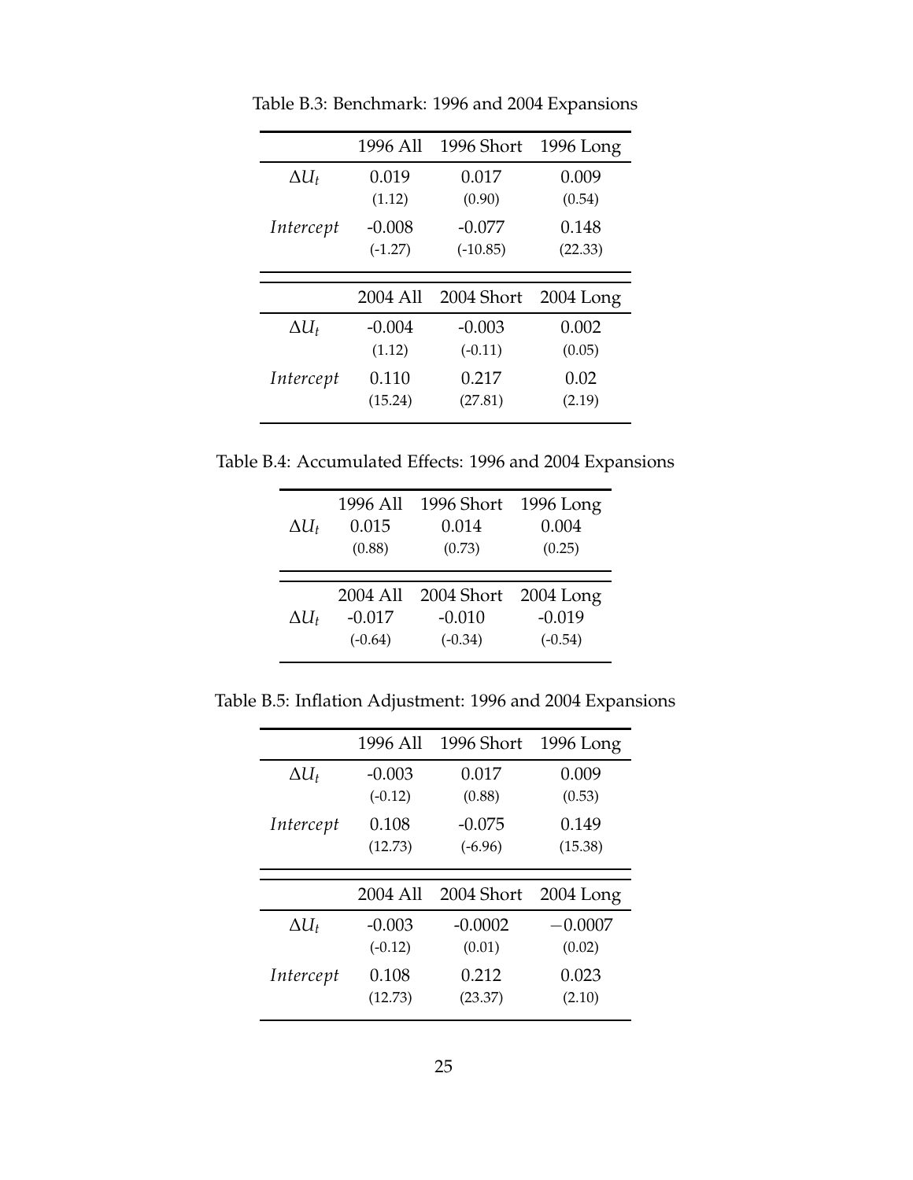Table B.3: Benchmark: 1996 and 2004 Expansions

| | 1996 All | 1996 Short | 1996 Long |
|---|---|---|---|
| $\Delta U_t$ | 0.019 | 0.017 | 0.009 |
| | (1.12) | (0.90) | (0.54) |
| *Intercept* | -0.008 | -0.077 | 0.148 |
| | (-1.27) | (-10.85) | (22.33) |
| | **2004 All** | **2004 Short** | **2004 Long** |
| $\Delta U_t$ | -0.004 | -0.003 | 0.002 |
| | (1.12) | (-0.11) | (0.05) |
| *Intercept* | 0.110 | 0.217 | 0.02 |
| | (15.24) | (27.81) | (2.19) |

Table B.4: Accumulated Effects: 1996 and 2004 Expansions

| | 1996 All | 1996 Short | 1996 Long |
|---|---|---|---|
| $\Delta U_t$ | 0.015 | 0.014 | 0.004 |
| | (0.88) | (0.73) | (0.25) |
| | **2004 All** | **2004 Short** | **2004 Long** |
| $\Delta U_t$ | -0.017 | -0.010 | -0.019 |
| | (-0.64) | (-0.34) | (-0.54) |

Table B.5: Inflation Adjustment: 1996 and 2004 Expansions

| | 1996 All | 1996 Short | 1996 Long |
|---|---|---|---|
| $\Delta U_t$ | -0.003 | 0.017 | 0.009 |
| | (-0.12) | (0.88) | (0.53) |
| *Intercept* | 0.108 | -0.075 | 0.149 |
| | (12.73) | (-6.96) | (15.38) |
| | **2004 All** | **2004 Short** | **2004 Long** |
| $\Delta U_t$ | -0.003 | -0.0002 | $-0.0007$ |
| | (-0.12) | (0.01) | (0.02) |
| *Intercept* | 0.108 | 0.212 | 0.023 |
| | (12.73) | (23.37) | (2.10) |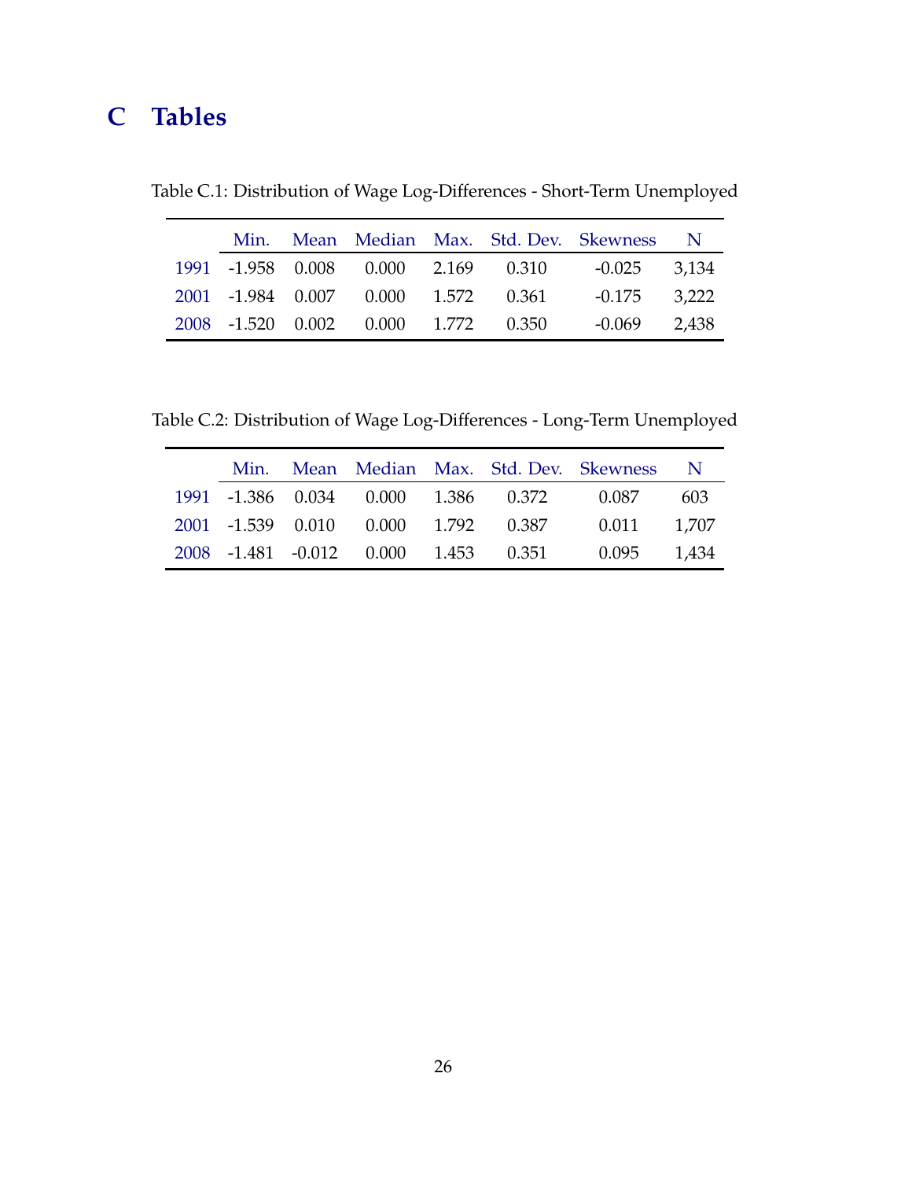# C Tables

Table C.1: Distribution of Wage Log-Differences - Short-Term Unemployed

| | Min. | Mean | Median | Max. | Std. Dev. | Skewness | N |
|---|---|---|---|---|---|---|---|
| 1991 | -1.958 | 0.008 | 0.000 | 2.169 | 0.310 | -0.025 | 3,134 |
| 2001 | -1.984 | 0.007 | 0.000 | 1.572 | 0.361 | -0.175 | 3,222 |
| 2008 | -1.520 | 0.002 | 0.000 | 1.772 | 0.350 | -0.069 | 2,438 |

Table C.2: Distribution of Wage Log-Differences - Long-Term Unemployed

| | Min. | Mean | Median | Max. | Std. Dev. | Skewness | N |
|---|---|---|---|---|---|---|---|
| 1991 | -1.386 | 0.034 | 0.000 | 1.386 | 0.372 | 0.087 | 603 |
| 2001 | -1.539 | 0.010 | 0.000 | 1.792 | 0.387 | 0.011 | 1,707 |
| 2008 | -1.481 | -0.012 | 0.000 | 1.453 | 0.351 | 0.095 | 1,434 |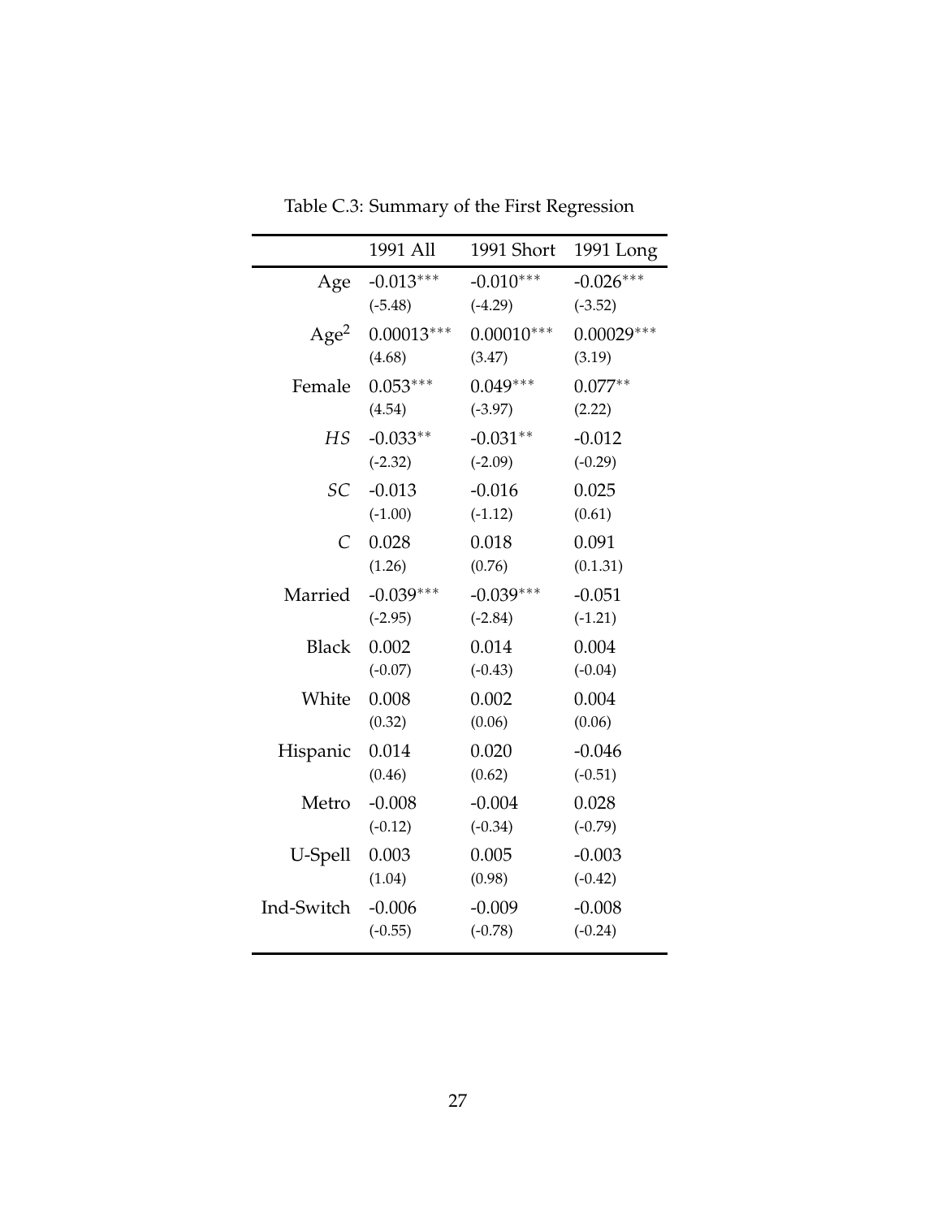Table C.3: Summary of the First Regression

| | 1991 All | 1991 Short | 1991 Long |
|---|---|---|---|
| Age | -0.013*** | -0.010*** | -0.026*** |
| | (-5.48) | (-4.29) | (-3.52) |
| $\text{Age}^2$ | 0.00013*** | 0.00010*** | 0.00029*** |
| | (4.68) | (3.47) | (3.19) |
| Female | 0.053*** | 0.049*** | 0.077** |
| | (4.54) | (-3.97) | (2.22) |
| $HS$ | -0.033** | -0.031** | -0.012 |
| | (-2.32) | (-2.09) | (-0.29) |
| $SC$ | -0.013 | -0.016 | 0.025 |
| | (-1.00) | (-1.12) | (0.61) |
| $C$ | 0.028 | 0.018 | 0.091 |
| | (1.26) | (0.76) | (0.1.31) |
| Married | -0.039*** | -0.039*** | -0.051 |
| | (-2.95) | (-2.84) | (-1.21) |
| Black | 0.002 | 0.014 | 0.004 |
| | (-0.07) | (-0.43) | (-0.04) |
| White | 0.008 | 0.002 | 0.004 |
| | (0.32) | (0.06) | (0.06) |
| Hispanic | 0.014 | 0.020 | -0.046 |
| | (0.46) | (0.62) | (-0.51) |
| Metro | -0.008 | -0.004 | 0.028 |
| | (-0.12) | (-0.34) | (-0.79) |
| U-Spell | 0.003 | 0.005 | -0.003 |
| | (1.04) | (0.98) | (-0.42) |
| Ind-Switch | -0.006 | -0.009 | -0.008 |
| | (-0.55) | (-0.78) | (-0.24) |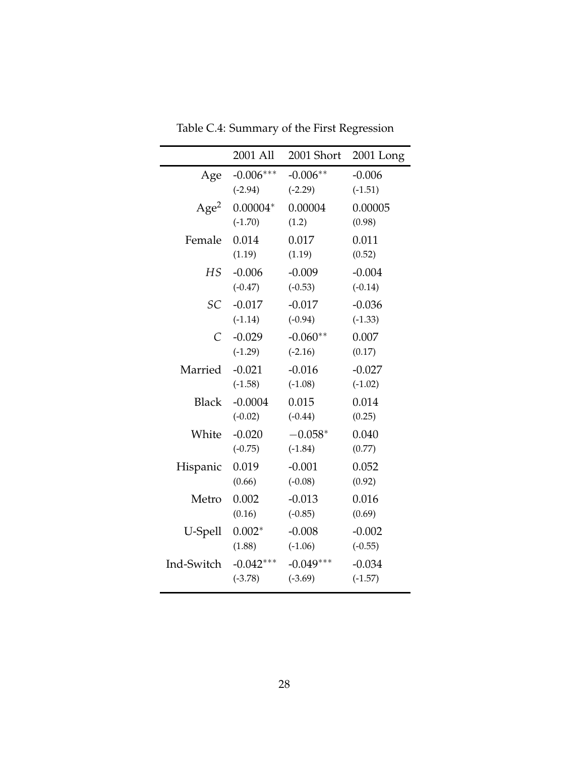Table C.4: Summary of the First Regression

| | 2001 All | 2001 Short | 2001 Long |
|---|---|---|---|
| Age | -0.006*** | -0.006** | -0.006 |
| | (-2.94) | (-2.29) | (-1.51) |
| $Age^2$ | 0.00004* | 0.00004 | 0.00005 |
| | (-1.70) | (1.2) | (0.98) |
| Female | 0.014 | 0.017 | 0.011 |
| | (1.19) | (1.19) | (0.52) |
| $HS$ | -0.006 | -0.009 | -0.004 |
| | (-0.47) | (-0.53) | (-0.14) |
| $SC$ | -0.017 | -0.017 | -0.036 |
| | (-1.14) | (-0.94) | (-1.33) |
| $C$ | -0.029 | -0.060** | 0.007 |
| | (-1.29) | (-2.16) | (0.17) |
| Married | -0.021 | -0.016 | -0.027 |
| | (-1.58) | (-1.08) | (-1.02) |
| Black | -0.0004 | 0.015 | 0.014 |
| | (-0.02) | (-0.44) | (0.25) |
| White | -0.020 | $-0.058^{*}$ | 0.040 |
| | (-0.75) | (-1.84) | (0.77) |
| Hispanic | 0.019 | -0.001 | 0.052 |
| | (0.66) | (-0.08) | (0.92) |
| Metro | 0.002 | -0.013 | 0.016 |
| | (0.16) | (-0.85) | (0.69) |
| U-Spell | 0.002* | -0.008 | -0.002 |
| | (1.88) | (-1.06) | (-0.55) |
| Ind-Switch | -0.042*** | -0.049*** | -0.034 |
| | (-3.78) | (-3.69) | (-1.57) |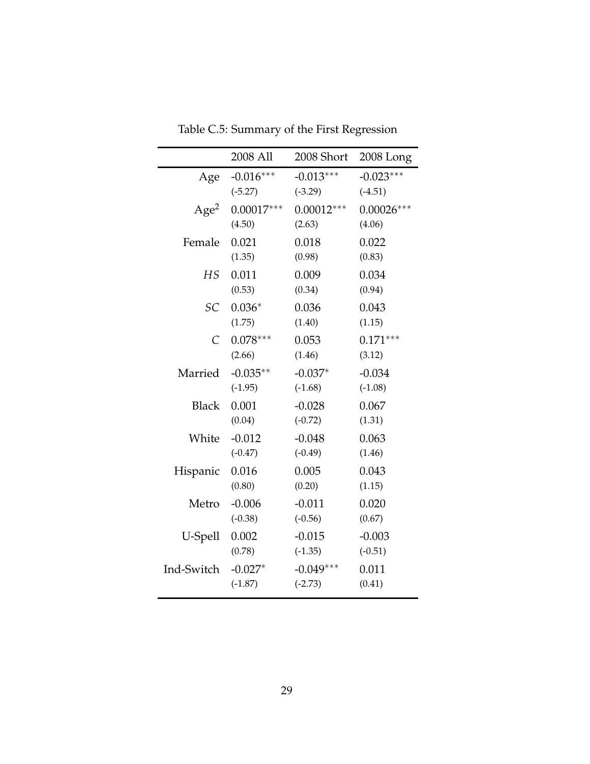Table C.5: Summary of the First Regression

| | 2008 All | 2008 Short | 2008 Long |
|---|---|---|---|
| Age | -0.016*** | -0.013*** | -0.023*** |
| | (-5.27) | (-3.29) | (-4.51) |
| $\text{Age}^2$ | 0.00017*** | 0.00012*** | 0.00026*** |
| | (4.50) | (2.63) | (4.06) |
| Female | 0.021 | 0.018 | 0.022 |
| | (1.35) | (0.98) | (0.83) |
| $HS$ | 0.011 | 0.009 | 0.034 |
| | (0.53) | (0.34) | (0.94) |
| $SC$ | 0.036* | 0.036 | 0.043 |
| | (1.75) | (1.40) | (1.15) |
| $C$ | 0.078*** | 0.053 | 0.171*** |
| | (2.66) | (1.46) | (3.12) |
| Married | -0.035** | -0.037* | -0.034 |
| | (-1.95) | (-1.68) | (-1.08) |
| Black | 0.001 | -0.028 | 0.067 |
| | (0.04) | (-0.72) | (1.31) |
| White | -0.012 | -0.048 | 0.063 |
| | (-0.47) | (-0.49) | (1.46) |
| Hispanic | 0.016 | 0.005 | 0.043 |
| | (0.80) | (0.20) | (1.15) |
| Metro | -0.006 | -0.011 | 0.020 |
| | (-0.38) | (-0.56) | (0.67) |
| U-Spell | 0.002 | -0.015 | -0.003 |
| | (0.78) | (-1.35) | (-0.51) |
| Ind-Switch | -0.027* | -0.049*** | 0.011 |
| | (-1.87) | (-2.73) | (0.41) |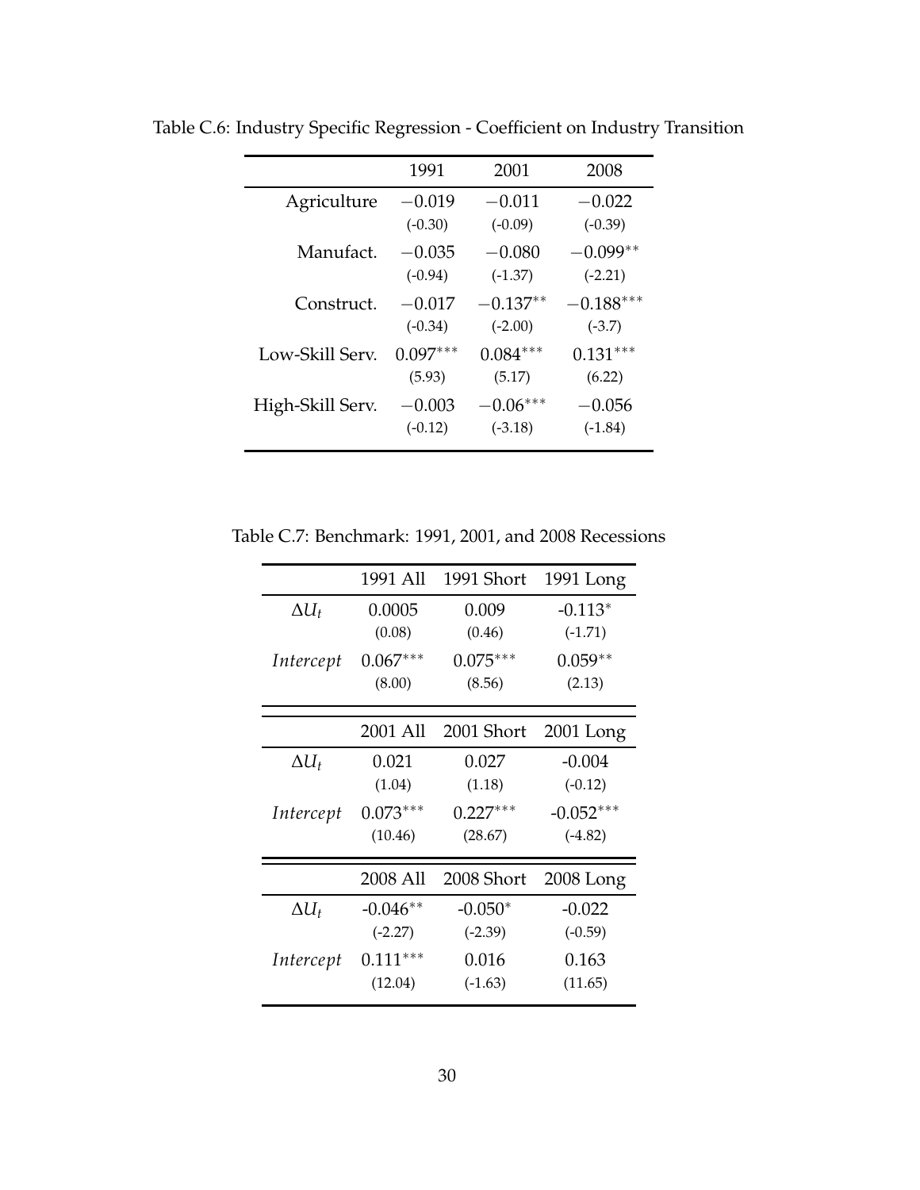Table C.6: Industry Specific Regression - Coefficient on Industry Transition

| | 1991 | 2001 | 2008 |
|---|---|---|---|
| Agriculture | $-0.019$ | $-0.011$ | $-0.022$ |
| | (-0.30) | (-0.09) | (-0.39) |
| Manufact. | $-0.035$ | $-0.080$ | $-0.099^{**}$ |
| | (-0.94) | (-1.37) | (-2.21) |
| Construct. | $-0.017$ | $-0.137^{**}$ | $-0.188^{***}$ |
| | (-0.34) | (-2.00) | (-3.7) |
| Low-Skill Serv. | $0.097^{***}$ | $0.084^{***}$ | $0.131^{***}$ |
| | (5.93) | (5.17) | (6.22) |
| High-Skill Serv. | $-0.003$ | $-0.06^{***}$ | $-0.056$ |
| | (-0.12) | (-3.18) | (-1.84) |

Table C.7: Benchmark: 1991, 2001, and 2008 Recessions

| | 1991 All | 1991 Short | 1991 Long |
|---|---|---|---|
| $\Delta U_t$ | 0.0005 | 0.009 | $-0.113^{*}$ |
| | (0.08) | (0.46) | (-1.71) |
| *Intercept* | $0.067^{***}$ | $0.075^{***}$ | $0.059^{**}$ |
| | (8.00) | (8.56) | (2.13) |
| | **2001 All** | **2001 Short** | **2001 Long** |
| $\Delta U_t$ | 0.021 | 0.027 | -0.004 |
| | (1.04) | (1.18) | (-0.12) |
| *Intercept* | $0.073^{***}$ | $0.227^{***}$ | $-0.052^{***}$ |
| | (10.46) | (28.67) | (-4.82) |
| | **2008 All** | **2008 Short** | **2008 Long** |
| $\Delta U_t$ | $-0.046^{**}$ | $-0.050^{*}$ | -0.022 |
| | (-2.27) | (-2.39) | (-0.59) |
| *Intercept* | $0.111^{***}$ | 0.016 | 0.163 |
| | (12.04) | (-1.63) | (11.65) |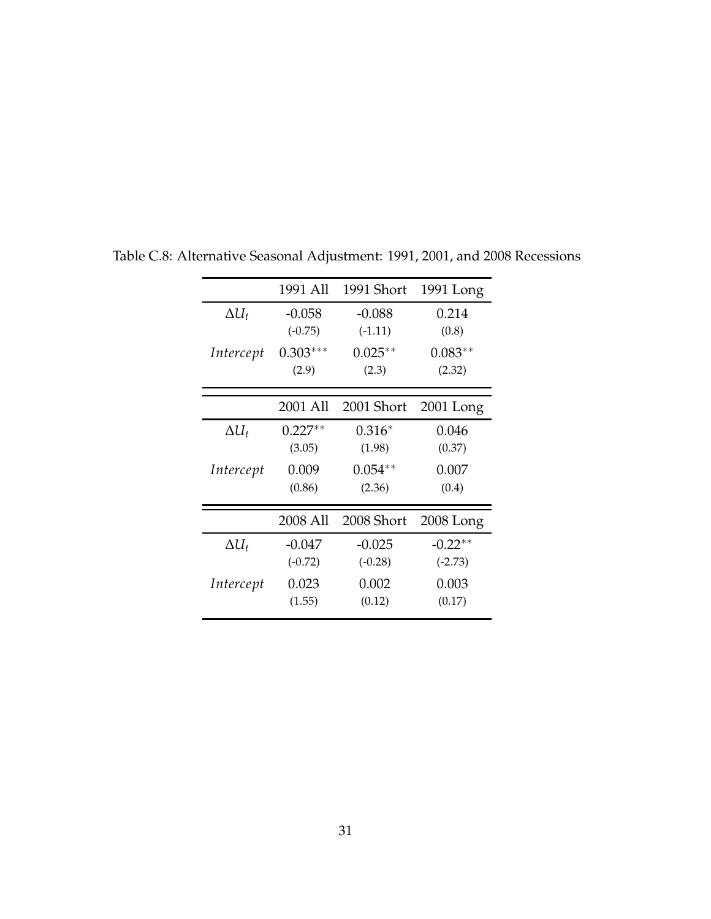Table C.8: Alternative Seasonal Adjustment: 1991, 2001, and 2008 Recessions

| | 1991 All | 1991 Short | 1991 Long |
|---|---|---|---|
| $\Delta U_t$ | -0.058 | -0.088 | 0.214 |
| | (-0.75) | (-1.11) | (0.8) |
| *Intercept* | $0.303^{***}$ | $0.025^{**}$ | $0.083^{**}$ |
| | (2.9) | (2.3) | (2.32) |
| | **2001 All** | **2001 Short** | **2001 Long** |
| $\Delta U_t$ | $0.227^{**}$ | $0.316^{*}$ | 0.046 |
| | (3.05) | (1.98) | (0.37) |
| *Intercept* | 0.009 | $0.054^{**}$ | 0.007 |
| | (0.86) | (2.36) | (0.4) |
| | **2008 All** | **2008 Short** | **2008 Long** |
| $\Delta U_t$ | -0.047 | -0.025 | $-0.22^{**}$ |
| | (-0.72) | (-0.28) | (-2.73) |
| *Intercept* | 0.023 | 0.002 | 0.003 |
| | (1.55) | (0.12) | (0.17) |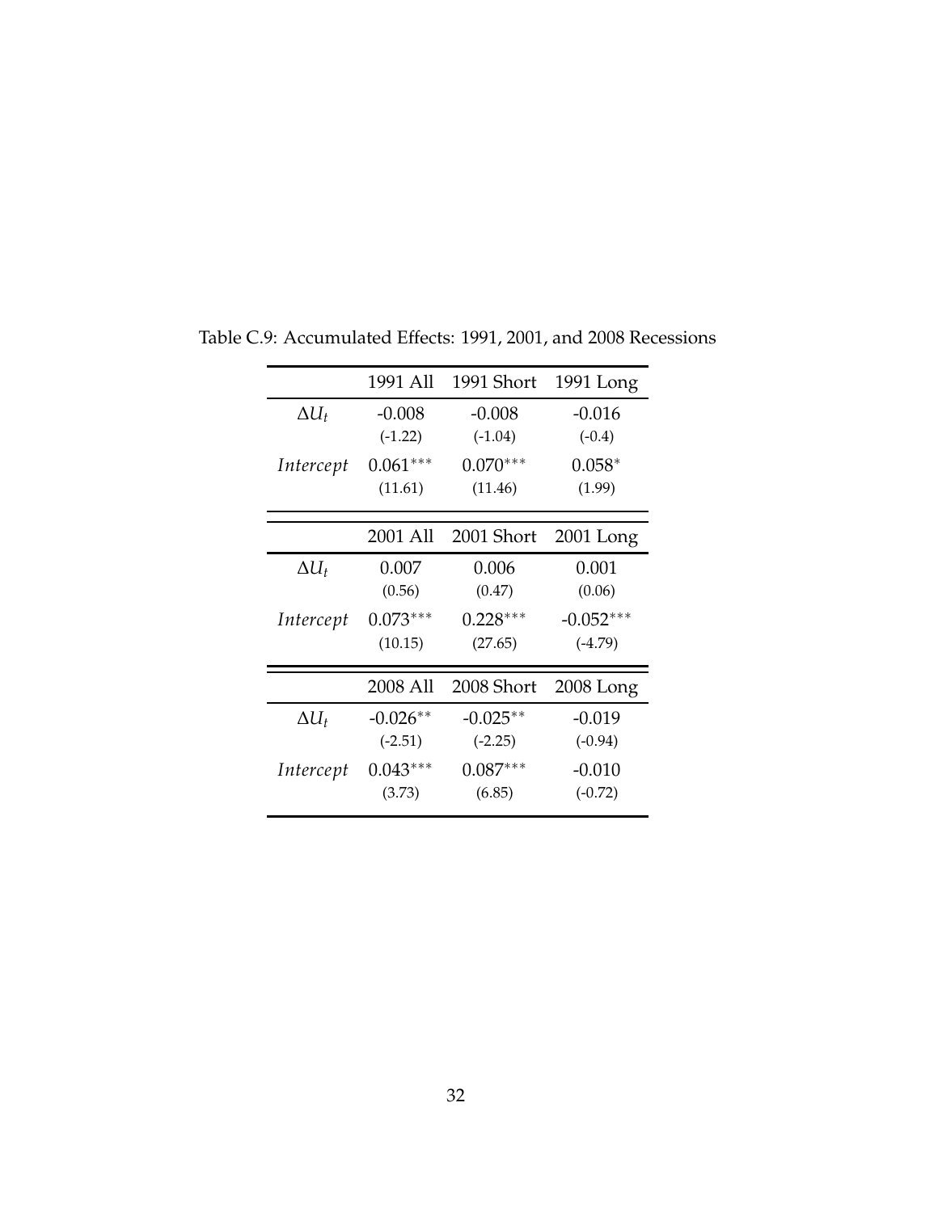Table C.9: Accumulated Effects: 1991, 2001, and 2008 Recessions

| | 1991 All | 1991 Short | 1991 Long |
|---|---|---|---|
| $\Delta U_t$ | -0.008 | -0.008 | -0.016 |
| | (-1.22) | (-1.04) | (-0.4) |
| *Intercept* | $0.061^{***}$ | $0.070^{***}$ | $0.058^{*}$ |
| | (11.61) | (11.46) | (1.99) |

| | 2001 All | 2001 Short | 2001 Long |
|---|---|---|---|
| $\Delta U_t$ | 0.007 | 0.006 | 0.001 |
| | (0.56) | (0.47) | (0.06) |
| *Intercept* | $0.073^{***}$ | $0.228^{***}$ | $-0.052^{***}$ |
| | (10.15) | (27.65) | (-4.79) |

| | 2008 All | 2008 Short | 2008 Long |
|---|---|---|---|
| $\Delta U_t$ | $-0.026^{**}$ | $-0.025^{**}$ | -0.019 |
| | (-2.51) | (-2.25) | (-0.94) |
| *Intercept* | $0.043^{***}$ | $0.087^{***}$ | -0.010 |
| | (3.73) | (6.85) | (-0.72) |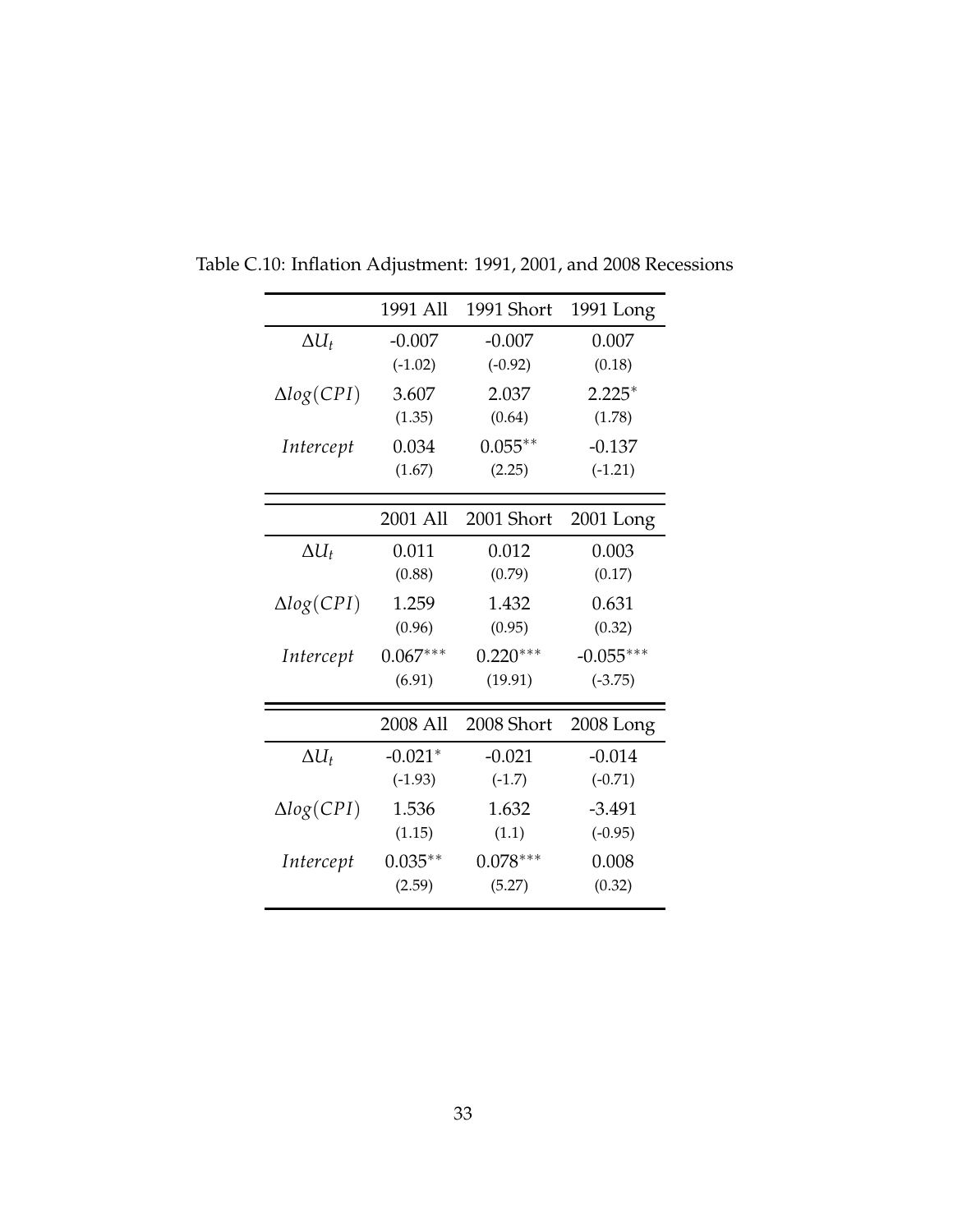Table C.10: Inflation Adjustment: 1991, 2001, and 2008 Recessions

| | 1991 All | 1991 Short | 1991 Long |
|---|---|---|---|
| $\Delta U_t$ | -0.007 | -0.007 | 0.007 |
| | (-1.02) | (-0.92) | (0.18) |
| $\Delta log(CPI)$ | 3.607 | 2.037 | $2.225^{*}$ |
| | (1.35) | (0.64) | (1.78) |
| *Intercept* | 0.034 | $0.055^{**}$ | -0.137 |
| | (1.67) | (2.25) | (-1.21) |

| | 2001 All | 2001 Short | 2001 Long |
|---|---|---|---|
| $\Delta U_t$ | 0.011 | 0.012 | 0.003 |
| | (0.88) | (0.79) | (0.17) |
| $\Delta log(CPI)$ | 1.259 | 1.432 | 0.631 |
| | (0.96) | (0.95) | (0.32) |
| *Intercept* | $0.067^{***}$ | $0.220^{***}$ | $-0.055^{***}$ |
| | (6.91) | (19.91) | (-3.75) |

| | 2008 All | 2008 Short | 2008 Long |
|---|---|---|---|
| $\Delta U_t$ | $-0.021^{*}$ | -0.021 | -0.014 |
| | (-1.93) | (-1.7) | (-0.71) |
| $\Delta log(CPI)$ | 1.536 | 1.632 | -3.491 |
| | (1.15) | (1.1) | (-0.95) |
| *Intercept* | $0.035^{**}$ | $0.078^{***}$ | 0.008 |
| | (2.59) | (5.27) | (0.32) |